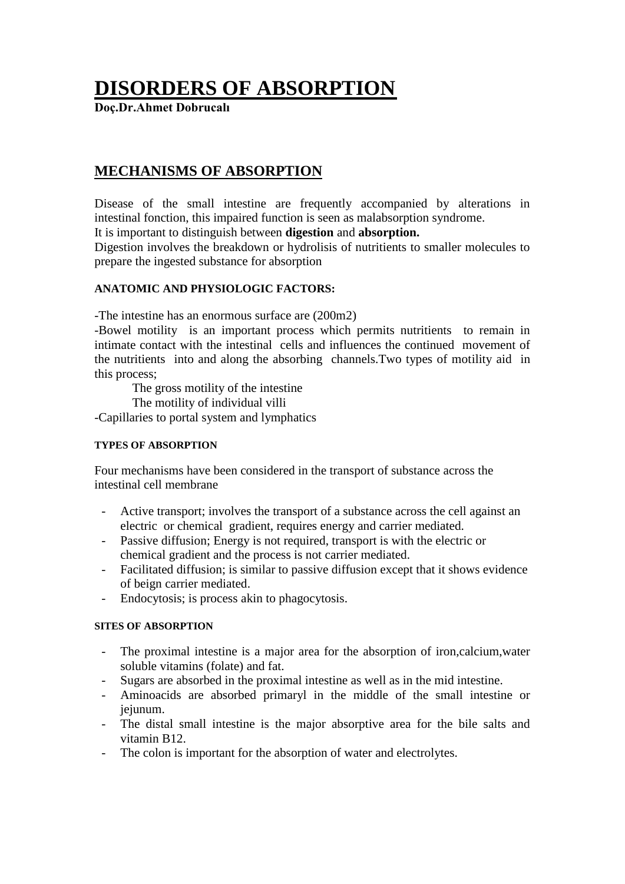# DISORDERS OF ABSORPTION

**Doç.Dr.Ahmet Dobrucalı**

## MECHANISMS OF ABSORPTION

Disease of the small intestine are frequently accompanied by alterations in intestinal fonction, this impaired function is seen as malabsorption syndrome.
It is important to distinguish between **digestion** and **absorption.**
Digestion involves the breakdown or hydrolisis of nutritients to smaller molecules to prepare the ingested substance for absorption

#### ANATOMIC AND PHYSIOLOGIC FACTORS:

-The intestine has an enormous surface are (200m2)
-Bowel motility is an important process which permits nutritients to remain in intimate contact with the intestinal cells and influences the continued movement of the nutritients into and along the absorbing channels.Two types of motility aid in this process;

The gross motility of the intestine
The motility of individual villi

-Capillaries to portal system and lymphatics

#### TYPES OF ABSORPTION

Four mechanisms have been considered in the transport of substance across the intestinal cell membrane

- Active transport; involves the transport of a substance across the cell against an electric or chemical gradient, requires energy and carrier mediated.
- Passive diffusion; Energy is not required, transport is with the electric or chemical gradient and the process is not carrier mediated.
- Facilitated diffusion; is similar to passive diffusion except that it shows evidence of beign carrier mediated.
- Endocytosis; is process akin to phagocytosis.

#### SITES OF ABSORPTION

- The proximal intestine is a major area for the absorption of iron,calcium,water soluble vitamins (folate) and fat.
- Sugars are absorbed in the proximal intestine as well as in the mid intestine.
- Aminoacids are absorbed primaryl in the middle of the small intestine or jejunum.
- The distal small intestine is the major absorptive area for the bile salts and vitamin B12.
- The colon is important for the absorption of water and electrolytes.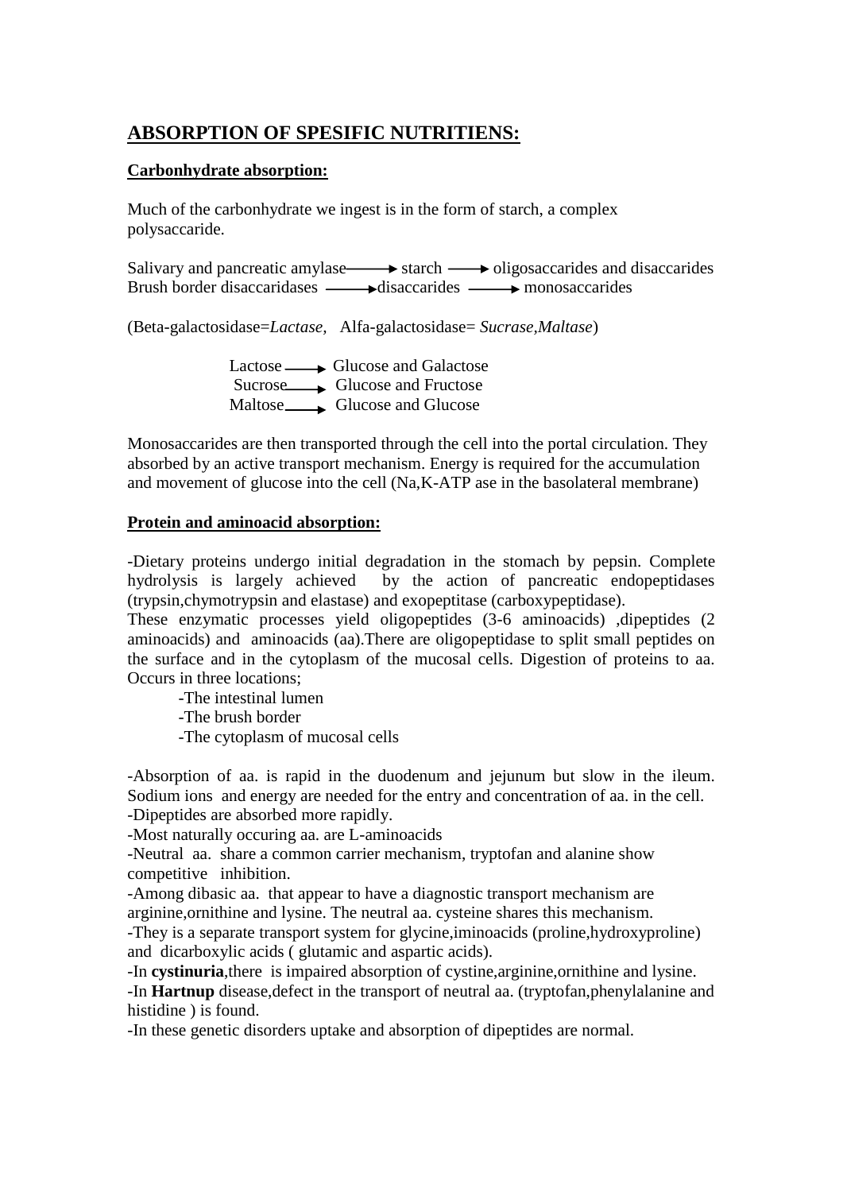## ABSORPTION OF SPESIFIC NUTRITIENS:

### Carbonhydrate absorption:

Much of the carbonhydrate we ingest is in the form of starch, a complex polysaccaride.

Salivary and pancreatic amylase ⟶ starch ⟶ oligosaccarides and disaccarides
Brush border disaccaridases ⟶ disaccarides ⟶ monosaccarides

(Beta-galactosidase=*Lactase*, Alfa-galactosidase= *Sucrase*,*Maltase*)

Lactose ⟶ Glucose and Galactose
Sucrose ⟶ Glucose and Fructose
Maltose ⟶ Glucose and Glucose

Monosaccarides are then transported through the cell into the portal circulation. They absorbed by an active transport mechanism. Energy is required for the accumulation and movement of glucose into the cell (Na,K-ATP ase in the basolateral membrane)

### Protein and aminoacid absorption:

-Dietary proteins undergo initial degradation in the stomach by pepsin. Complete hydrolysis is largely achieved by the action of pancreatic endopeptidases (trypsin,chymotrypsin and elastase) and exopeptitase (carboxypeptidase).
These enzymatic processes yield oligopeptides (3-6 aminoacids) ,dipeptides (2 aminoacids) and aminoacids (aa).There are oligopeptidase to split small peptides on the surface and in the cytoplasm of the mucosal cells. Digestion of proteins to aa. Occurs in three locations;

- -The intestinal lumen
- -The brush border
- -The cytoplasm of mucosal cells

-Absorption of aa. is rapid in the duodenum and jejunum but slow in the ileum. Sodium ions and energy are needed for the entry and concentration of aa. in the cell.
-Dipeptides are absorbed more rapidly.
-Most naturally occuring aa. are L-aminoacids
-Neutral aa. share a common carrier mechanism, tryptofan and alanine show competitive inhibition.
-Among dibasic aa. that appear to have a diagnostic transport mechanism are arginine,ornithine and lysine. The neutral aa. cysteine shares this mechanism.
-They is a separate transport system for glycine,iminoacids (proline,hydroxyproline) and dicarboxylic acids ( glutamic and aspartic acids).
-In **cystinuria**,there is impaired absorption of cystine,arginine,ornithine and lysine.
-In **Hartnup** disease,defect in the transport of neutral aa. (tryptofan,phenylalanine and histidine ) is found.
-In these genetic disorders uptake and absorption of dipeptides are normal.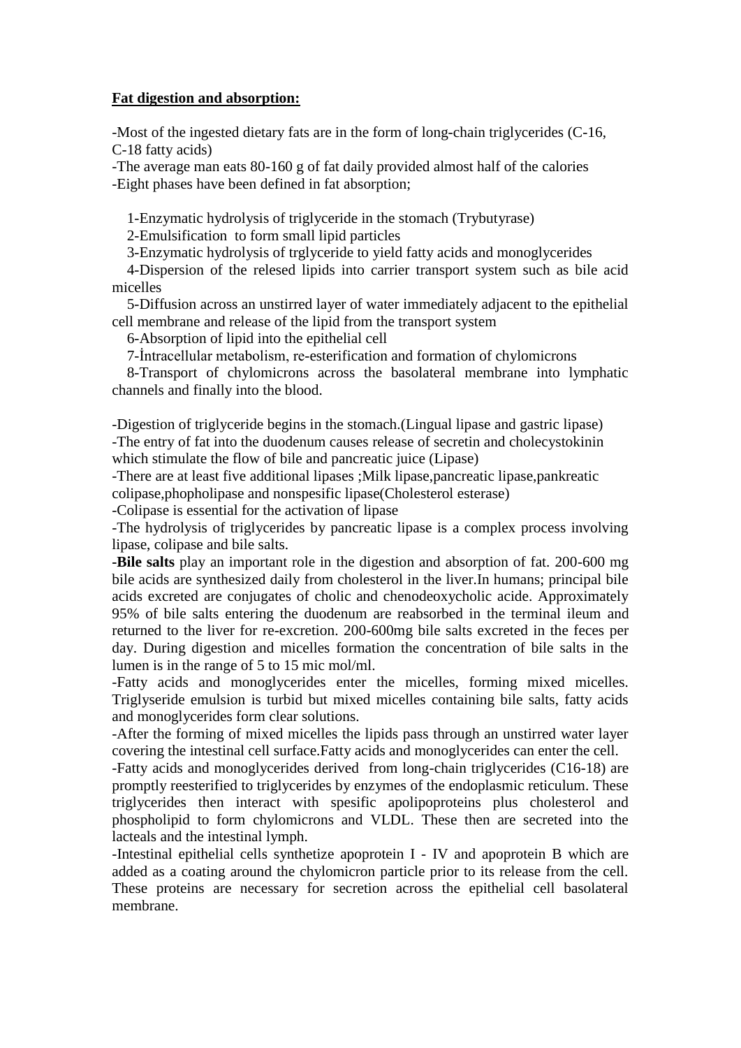**<u>Fat digestion and absorption:</u>**

-Most of the ingested dietary fats are in the form of long-chain triglycerides (C-16, C-18 fatty acids)
-The average man eats 80-160 g of fat daily provided almost half of the calories
-Eight phases have been defined in fat absorption;

1-Enzymatic hydrolysis of triglyceride in the stomach (Trybutyrase)
2-Emulsification to form small lipid particles
3-Enzymatic hydrolysis of trglyceride to yield fatty acids and monoglycerides
4-Dispersion of the relesed lipids into carrier transport system such as bile acid micelles
5-Diffusion across an unstirred layer of water immediately adjacent to the epithelial cell membrane and release of the lipid from the transport system
6-Absorption of lipid into the epithelial cell
7-İntracellular metabolism, re-esterification and formation of chylomicrons
8-Transport of chylomicrons across the basolateral membrane into lymphatic channels and finally into the blood.

-Digestion of triglyceride begins in the stomach.(Lingual lipase and gastric lipase)
-The entry of fat into the duodenum causes release of secretin and cholecystokinin which stimulate the flow of bile and pancreatic juice (Lipase)
-There are at least five additional lipases ;Milk lipase,pancreatic lipase,pankreatic colipase,phopholipase and nonspesific lipase(Cholesterol esterase)
-Colipase is essential for the activation of lipase
-The hydrolysis of triglycerides by pancreatic lipase is a complex process involving lipase, colipase and bile salts.
**-Bile salts** play an important role in the digestion and absorption of fat. 200-600 mg bile acids are synthesized daily from cholesterol in the liver.In humans; principal bile acids excreted are conjugates of cholic and chenodeoxycholic acide. Approximately 95% of bile salts entering the duodenum are reabsorbed in the terminal ileum and returned to the liver for re-excretion. 200-600mg bile salts excreted in the feces per day. During digestion and micelles formation the concentration of bile salts in the lumen is in the range of 5 to 15 mic mol/ml.
-Fatty acids and monoglycerides enter the micelles, forming mixed micelles. Triglyseride emulsion is turbid but mixed micelles containing bile salts, fatty acids and monoglycerides form clear solutions.
-After the forming of mixed micelles the lipids pass through an unstirred water layer covering the intestinal cell surface.Fatty acids and monoglycerides can enter the cell.
-Fatty acids and monoglycerides derived from long-chain triglycerides (C16-18) are promptly reesterified to triglycerides by enzymes of the endoplasmic reticulum. These triglycerides then interact with spesific apolipoproteins plus cholesterol and phospholipid to form chylomicrons and VLDL. These then are secreted into the lacteals and the intestinal lymph.
-Intestinal epithelial cells synthetize apoprotein I - IV and apoprotein B which are added as a coating around the chylomicron particle prior to its release from the cell. These proteins are necessary for secretion across the epithelial cell basolateral membrane.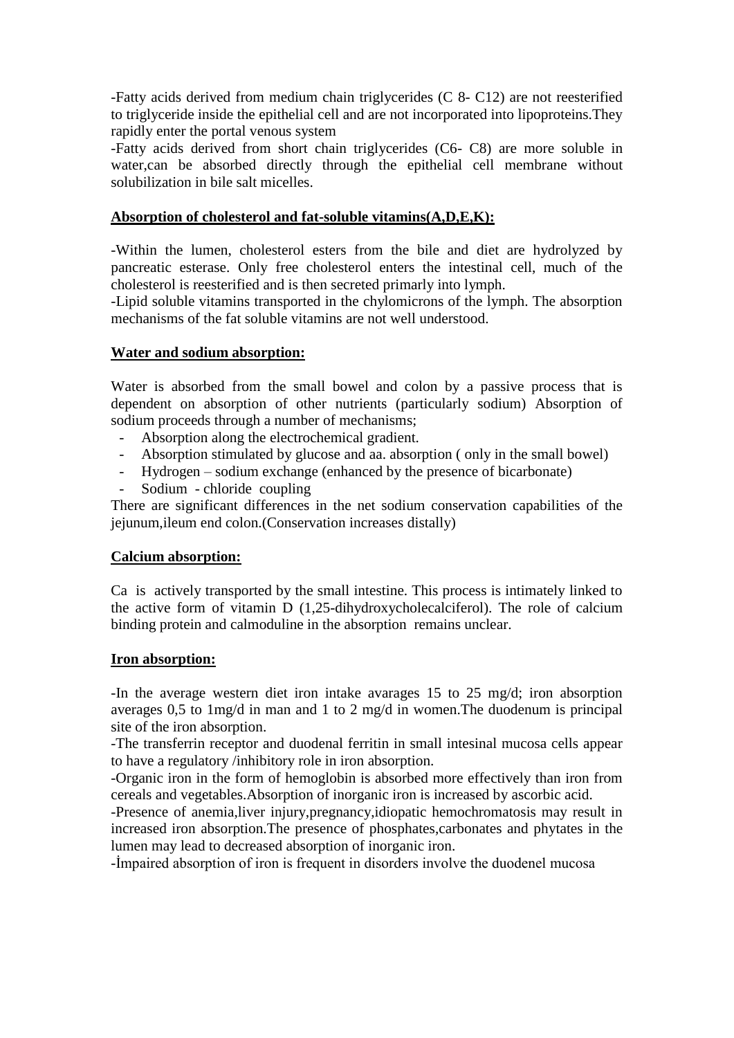-Fatty acids derived from medium chain triglycerides (C 8- C12) are not reesterified to triglyceride inside the epithelial cell and are not incorporated into lipoproteins.They rapidly enter the portal venous system

-Fatty acids derived from short chain triglycerides (C6- C8) are more soluble in water,can be absorbed directly through the epithelial cell membrane without solubilization in bile salt micelles.

**Absorption of cholesterol and fat-soluble vitamins(A,D,E,K):**

-Within the lumen, cholesterol esters from the bile and diet are hydrolyzed by pancreatic esterase. Only free cholesterol enters the intestinal cell, much of the cholesterol is reesterified and is then secreted primarly into lymph.

-Lipid soluble vitamins transported in the chylomicrons of the lymph. The absorption mechanisms of the fat soluble vitamins are not well understood.

**Water and sodium absorption:**

Water is absorbed from the small bowel and colon by a passive process that is dependent on absorption of other nutrients (particularly sodium) Absorption of sodium proceeds through a number of mechanisms;

- Absorption along the electrochemical gradient.
- Absorption stimulated by glucose and aa. absorption ( only in the small bowel)
- Hydrogen – sodium exchange (enhanced by the presence of bicarbonate)
- Sodium - chloride coupling

There are significant differences in the net sodium conservation capabilities of the jejunum,ileum end colon.(Conservation increases distally)

**Calcium absorption:**

Ca is actively transported by the small intestine. This process is intimately linked to the active form of vitamin D (1,25-dihydroxycholecalciferol). The role of calcium binding protein and calmoduline in the absorption remains unclear.

**Iron absorption:**

-In the average western diet iron intake avarages 15 to 25 mg/d; iron absorption averages 0,5 to 1mg/d in man and 1 to 2 mg/d in women.The duodenum is principal site of the iron absorption.

-The transferrin receptor and duodenal ferritin in small intesinal mucosa cells appear to have a regulatory /inhibitory role in iron absorption.

-Organic iron in the form of hemoglobin is absorbed more effectively than iron from cereals and vegetables.Absorption of inorganic iron is increased by ascorbic acid.

-Presence of anemia,liver injury,pregnancy,idiopatic hemochromatosis may result in increased iron absorption.The presence of phosphates,carbonates and phytates in the lumen may lead to decreased absorption of inorganic iron.

-İmpaired absorption of iron is frequent in disorders involve the duodenel mucosa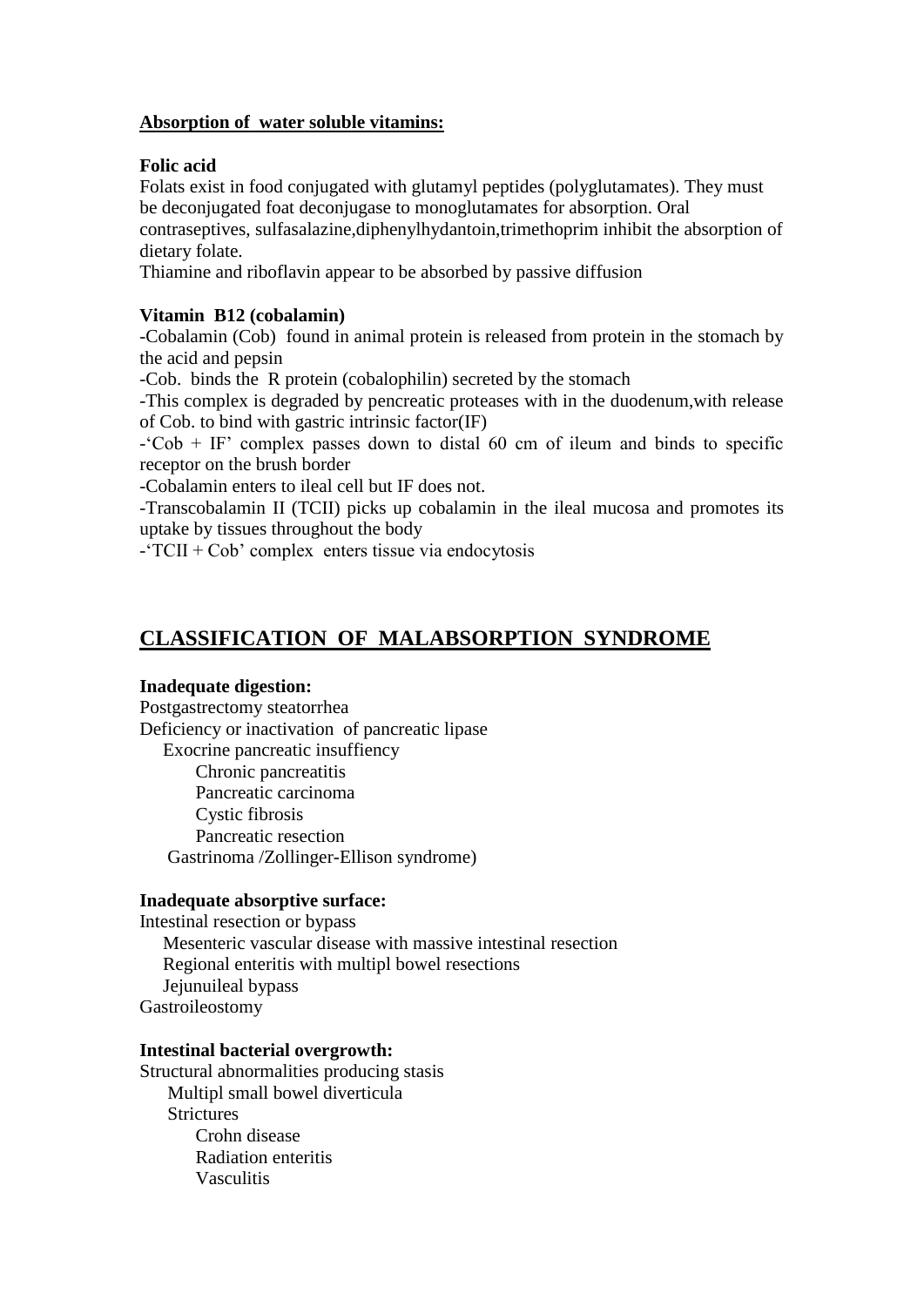**Absorption of water soluble vitamins:**

**Folic acid**

Folats exist in food conjugated with glutamyl peptides (polyglutamates). They must be deconjugated foat deconjugase to monoglutamates for absorption. Oral contraseptives, sulfasalazine,diphenylhydantoin,trimethoprim inhibit the absorption of dietary folate.

Thiamine and riboflavin appear to be absorbed by passive diffusion

**Vitamin B12 (cobalamin)**

-Cobalamin (Cob) found in animal protein is released from protein in the stomach by the acid and pepsin

-Cob. binds the R protein (cobalophilin) secreted by the stomach

-This complex is degraded by pencreatic proteases with in the duodenum,with release of Cob. to bind with gastric intrinsic factor(IF)

-'Cob + IF' complex passes down to distal 60 cm of ileum and binds to specific receptor on the brush border

-Cobalamin enters to ileal cell but IF does not.

-Transcobalamin II (TCII) picks up cobalamin in the ileal mucosa and promotes its uptake by tissues throughout the body

-'TCII + Cob' complex enters tissue via endocytosis

## CLASSIFICATION OF MALABSORPTION SYNDROME

**Inadequate digestion:**

Postgastrectomy steatorrhea
Deficiency or inactivation of pancreatic lipase
- Exocrine pancreatic insuffiency
  - Chronic pancreatitis
  - Pancreatic carcinoma
  - Cystic fibrosis
  - Pancreatic resection
- Gastrinoma /Zollinger-Ellison syndrome)

**Inadequate absorptive surface:**

Intestinal resection or bypass
- Mesenteric vascular disease with massive intestinal resection
- Regional enteritis with multipl bowel resections
- Jejunuileal bypass

Gastroileostomy

**Intestinal bacterial overgrowth:**

Structural abnormalities producing stasis
- Multipl small bowel diverticula
- Strictures
  - Crohn disease
  - Radiation enteritis
  - Vasculitis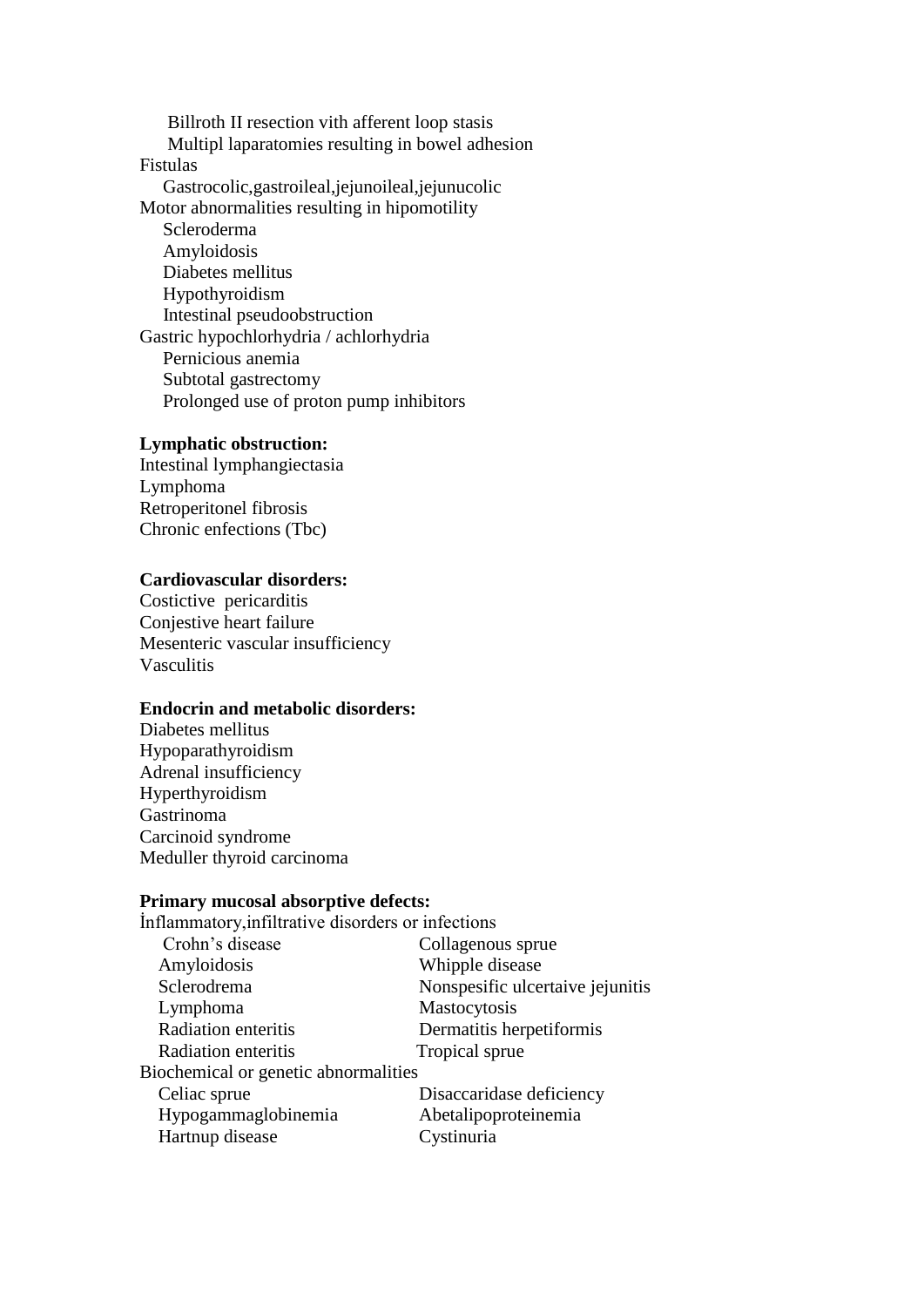Billroth II resection vith afferent loop stasis

Multipl laparatomies resulting in bowel adhesion

Fistulas

Gastrocolic,gastroileal,jejunoileal,jejunucolic

Motor abnormalities resulting in hipomotility

Scleroderma

Amyloidosis

Diabetes mellitus

Hypothyroidism

Intestinal pseudoobstruction

Gastric hypochlorhydria / achlorhydria

Pernicious anemia

Subtotal gastrectomy

Prolonged use of proton pump inhibitors

**Lymphatic obstruction:**

Intestinal lymphangiectasia

Lymphoma

Retroperitonel fibrosis

Chronic enfections (Tbc)

**Cardiovascular disorders:**

Costictive pericarditis

Conjestive heart failure

Mesenteric vascular insufficiency

Vasculitis

**Endocrin and metabolic disorders:**

Diabetes mellitus

Hypoparathyroidism

Adrenal insufficiency

Hyperthyroidism

Gastrinoma

Carcinoid syndrome

Meduller thyroid carcinoma

**Primary mucosal absorptive defects:**

İnflammatory,infiltrative disorders or infections

Crohn's disease

Amyloidosis

Sclerodrema

Lymphoma

Radiation enteritis

Radiation enteritis

Collagenous sprue

Whipple disease

Nonspesific ulcertaive jejunitis

Mastocytosis

Dermatitis herpetiformis

Tropical sprue

Biochemical or genetic abnormalities

Celiac sprue

Hypogammaglobinemia

Hartnup disease

Disaccaridase deficiency

Abetalipoproteinemia

Cystinuria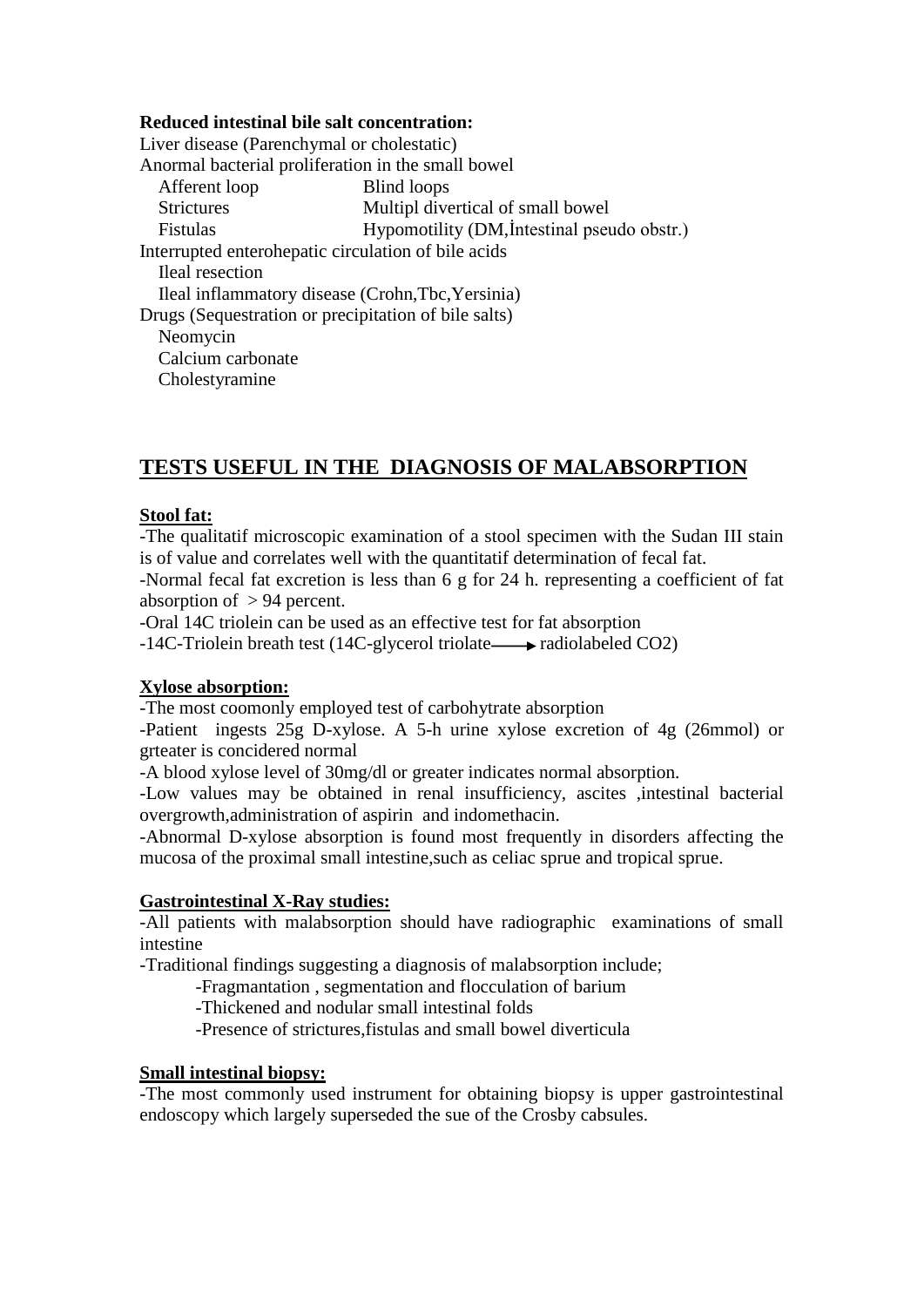**Reduced intestinal bile salt concentration:**

Liver disease (Parenchymal or cholestatic)

Anormal bacterial proliferation in the small bowel

| | |
|---|---|
| Afferent loop | Blind loops |
| Strictures | Multipl divertical of small bowel |
| Fistulas | Hypomotility (DM,İntestinal pseudo obstr.) |

Interrupted enterohepatic circulation of bile acids

- Ileal resection
- Ileal inflammatory disease (Crohn,Tbc,Yersinia)

Drugs (Sequestration or precipitation of bile salts)

- Neomycin
- Calcium carbonate
- Cholestyramine

## TESTS USEFUL IN THE DIAGNOSIS OF MALABSORPTION

**Stool fat:**

-The qualitatif microscopic examination of a stool specimen with the Sudan III stain is of value and correlates well with the quantitatif determination of fecal fat.

-Normal fecal fat excretion is less than 6 g for 24 h. representing a coefficient of fat absorption of $> 94$ percent.

-Oral 14C triolein can be used as an effective test for fat absorption

-14C-Triolein breath test (14C-glycerol triolate $\longrightarrow$ radiolabeled $CO_2$)

**Xylose absorption:**

-The most coomonly employed test of carbohytrate absorption

-Patient ingests 25g D-xylose. A 5-h urine xylose excretion of 4g (26mmol) or grteater is concidered normal

-A blood xylose level of 30mg/dl or greater indicates normal absorption.

-Low values may be obtained in renal insufficiency, ascites ,intestinal bacterial overgrowth,administration of aspirin and indomethacin.

-Abnormal D-xylose absorption is found most frequently in disorders affecting the mucosa of the proximal small intestine,such as celiac sprue and tropical sprue.

**Gastrointestinal X-Ray studies:**

-All patients with malabsorption should have radiographic examinations of small intestine

-Traditional findings suggesting a diagnosis of malabsorption include;

- -Fragmantation , segmentation and flocculation of barium
- -Thickened and nodular small intestinal folds
- -Presence of strictures,fistulas and small bowel diverticula

**Small intestinal biopsy:**

-The most commonly used instrument for obtaining biopsy is upper gastrointestinal endoscopy which largely superseded the sue of the Crosby cabsules.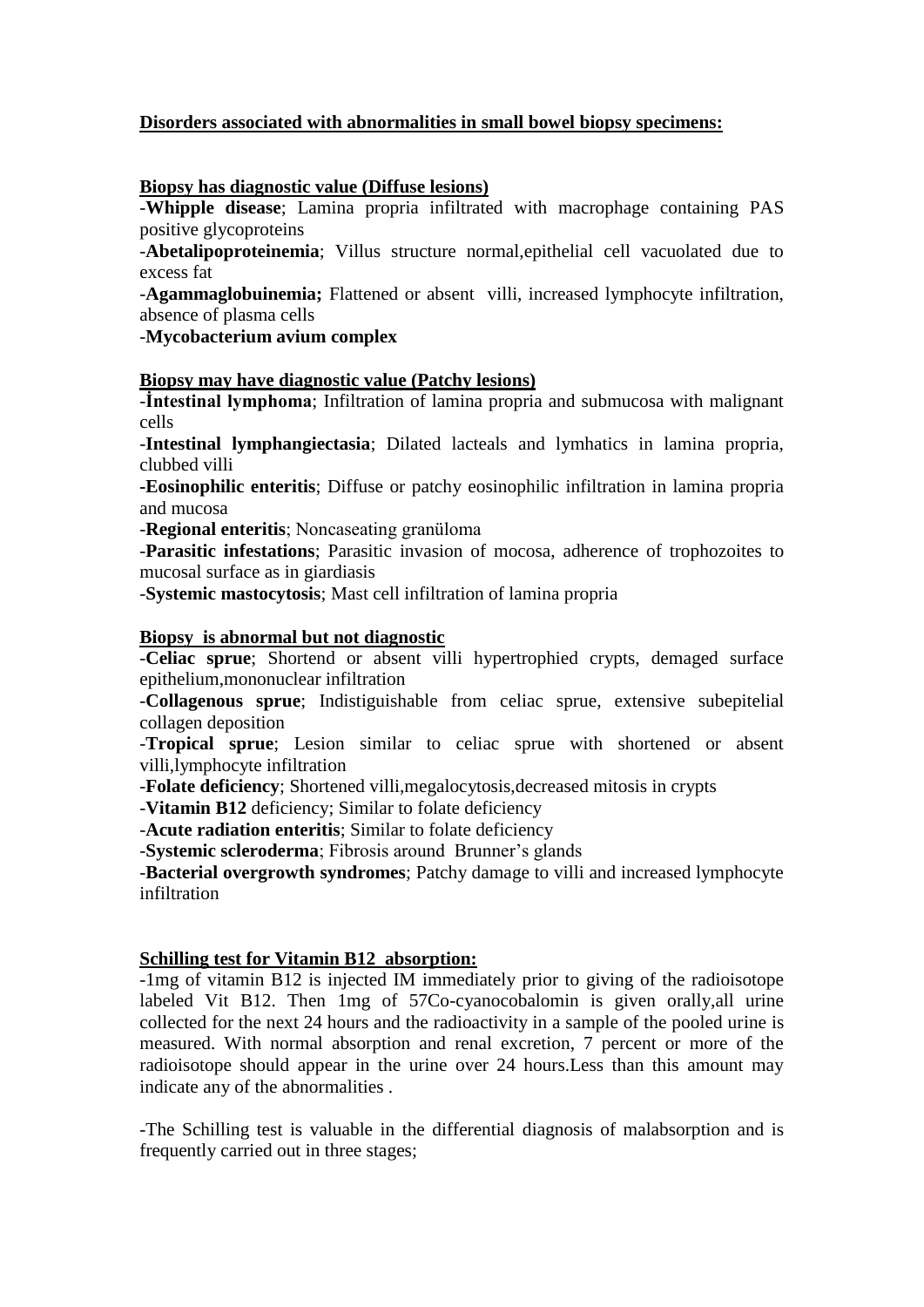**Disorders associated with abnormalities in small bowel biopsy specimens:**

**Biopsy has diagnostic value (Diffuse lesions)**

-**Whipple disease**; Lamina propria infiltrated with macrophage containing PAS positive glycoproteins

-**Abetalipoproteinemia**; Villus structure normal,epithelial cell vacuolated due to excess fat

-**Agammaglobuinemia;** Flattened or absent villi, increased lymphocyte infiltration, absence of plasma cells

-**Mycobacterium avium complex**

**Biopsy may have diagnostic value (Patchy lesions)**

-**İntestinal lymphoma**; Infiltration of lamina propria and submucosa with malignant cells

-**Intestinal lymphangiectasia**; Dilated lacteals and lymhatics in lamina propria, clubbed villi

**-Eosinophilic enteritis**; Diffuse or patchy eosinophilic infiltration in lamina propria and mucosa

-**Regional enteritis**; Noncaseating granüloma

-**Parasitic infestations**; Parasitic invasion of mocosa, adherence of trophozoites to mucosal surface as in giardiasis

-**Systemic mastocytosis**; Mast cell infiltration of lamina propria

**Biopsy is abnormal but not diagnostic**

**-Celiac sprue**; Shortend or absent villi hypertrophied crypts, demaged surface epithelium,mononuclear infiltration

-**Collagenous sprue**; Indistiguishable from celiac sprue, extensive subepitelial collagen deposition

-**Tropical sprue**; Lesion similar to celiac sprue with shortened or absent villi,lymphocyte infiltration

-**Folate deficiency**; Shortened villi,megalocytosis,decreased mitosis in crypts

-**Vitamin B12** deficiency; Similar to folate deficiency

-**Acute radiation enteritis**; Similar to folate deficiency

-**Systemic scleroderma**; Fibrosis around Brunner's glands

-**Bacterial overgrowth syndromes**; Patchy damage to villi and increased lymphocyte infiltration

**Schilling test for Vitamin B12 absorption:**

-1mg of vitamin B12 is injected IM immediately prior to giving of the radioisotope labeled Vit B12. Then 1mg of 57Co-cyanocobalomin is given orally,all urine collected for the next 24 hours and the radioactivity in a sample of the pooled urine is measured. With normal absorption and renal excretion, 7 percent or more of the radioisotope should appear in the urine over 24 hours.Less than this amount may indicate any of the abnormalities .

-The Schilling test is valuable in the differential diagnosis of malabsorption and is frequently carried out in three stages;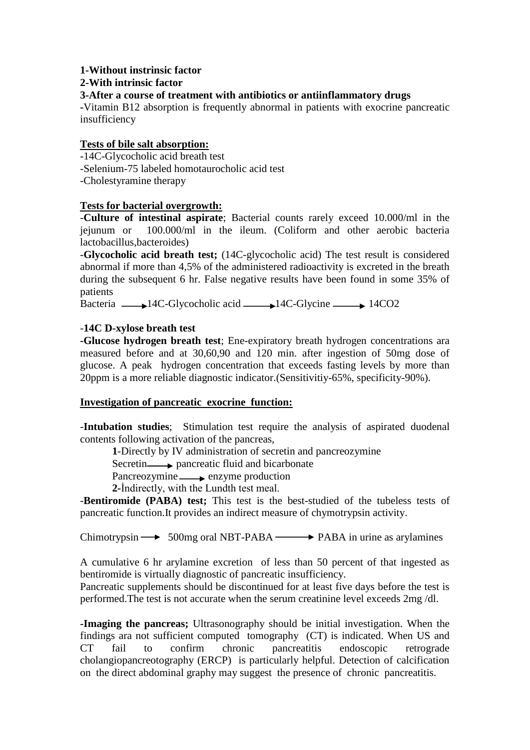**1-Without instrinsic factor**

**2-With intrinsic factor**

**3-After a course of treatment with antibiotics or antiinflammatory drugs**

-Vitamin B12 absorption is frequently abnormal in patients with exocrine pancreatic insufficiency

**Tests of bile salt absorption:**

-14C-Glycocholic acid breath test

-Selenium-75 labeled homotaurocholic acid test

-Cholestyramine therapy

**Tests for bacterial overgrowth:**

-**Culture of intestinal aspirate**; Bacterial counts rarely exceed 10.000/ml in the jejunum or 100.000/ml in the ileum. (Coliform and other aerobic bacteria lactobacillus,bacteroides)

-**Glycocholic acid breath test;** (14C-glycocholic acid) The test result is considered abnormal if more than 4,5% of the administered radioactivity is excreted in the breath during the subsequent 6 hr. False negative results have been found in some 35% of patients

Bacteria ⟶ 14C-Glycocholic acid ⟶ 14C-Glycine ⟶ 14CO2

-**14C D-xylose breath test**

-**Glucose hydrogen breath test**; Ene-expiratory breath hydrogen concentrations ara measured before and at 30,60,90 and 120 min. after ingestion of 50mg dose of glucose. A peak hydrogen concentration that exceeds fasting levels by more than 20ppm is a more reliable diagnostic indicator.(Sensitivitiy-65%, specificity-90%).

**Investigation of pancreatic exocrine function:**

-**Intubation studies**; Stimulation test require the analysis of aspirated duodenal contents following activation of the pancreas,

**1**-Directly by IV administration of secretin and pancreozymine

Secretin ⟶ pancreatic fluid and bicarbonate

Pancreozymine ⟶ enzyme production

**2**-İndirectly, with the Lundth test meal.

-**Bentiromide (PABA) test;** This test is the best-studied of the tubeless tests of pancreatic function.It provides an indirect measure of chymotrypsin activity.

Chimotrypsin ⟶ 500mg oral NBT-PABA ⟶ PABA in urine as arylamines

A cumulative 6 hr arylamine excretion of less than 50 percent of that ingested as bentiromide is virtually diagnostic of pancreatic insufficiency.

Pancreatic supplements should be discontinued for at least five days before the test is performed.The test is not accurate when the serum creatinine level exceeds 2mg /dl.

-**Imaging the pancreas;** Ultrasonography should be initial investigation. When the findings ara not sufficient computed tomography (CT) is indicated. When US and CT fail to confirm chronic pancreatitis endoscopic retrograde cholangiopancreotography (ERCP) is particularly helpful. Detection of calcification on the direct abdominal graphy may suggest the presence of chronic pancreatitis.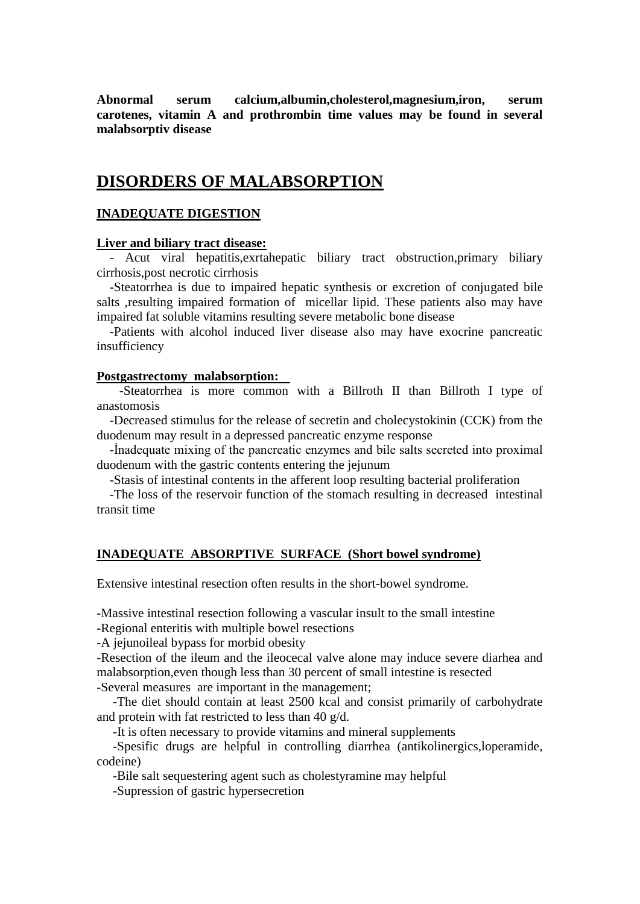**Abnormal serum calcium,albumin,cholesterol,magnesium,iron, serum carotenes, vitamin A and prothrombin time values may be found in several malabsorptiv disease**

# DISORDERS OF MALABSORPTION

## INADEQUATE DIGESTION

**Liver and biliary tract disease:**

- Acut viral hepatitis,exrtahepatic biliary tract obstruction,primary biliary cirrhosis,post necrotic cirrhosis
- Steatorrhea is due to impaired hepatic synthesis or excretion of conjugated bile salts ,resulting impaired formation of micellar lipid. These patients also may have impaired fat soluble vitamins resulting severe metabolic bone disease
- Patients with alcohol induced liver disease also may have exocrine pancreatic insufficiency

**Postgastrectomy malabsorption:**

- Steatorrhea is more common with a Billroth II than Billroth I type of anastomosis
- Decreased stimulus for the release of secretin and cholecystokinin (CCK) from the duodenum may result in a depressed pancreatic enzyme response
- İnadequate mixing of the pancreatic enzymes and bile salts secreted into proximal duodenum with the gastric contents entering the jejunum
- Stasis of intestinal contents in the afferent loop resulting bacterial proliferation
- The loss of the reservoir function of the stomach resulting in decreased intestinal transit time

## INADEQUATE ABSORPTIVE SURFACE (Short bowel syndrome)

Extensive intestinal resection often results in the short-bowel syndrome.

- Massive intestinal resection following a vascular insult to the small intestine
- Regional enteritis with multiple bowel resections
- A jejunoileal bypass for morbid obesity
- Resection of the ileum and the ileocecal valve alone may induce severe diarhea and malabsorption,even though less than 30 percent of small intestine is resected
- Several measures are important in the management;
  - The diet should contain at least 2500 kcal and consist primarily of carbohydrate and protein with fat restricted to less than 40 g/d.
  - It is often necessary to provide vitamins and mineral supplements
  - Spesific drugs are helpful in controlling diarrhea (antikolinergics,loperamide, codeine)
  - Bile salt sequestering agent such as cholestyramine may helpful
  - Supression of gastric hypersecretion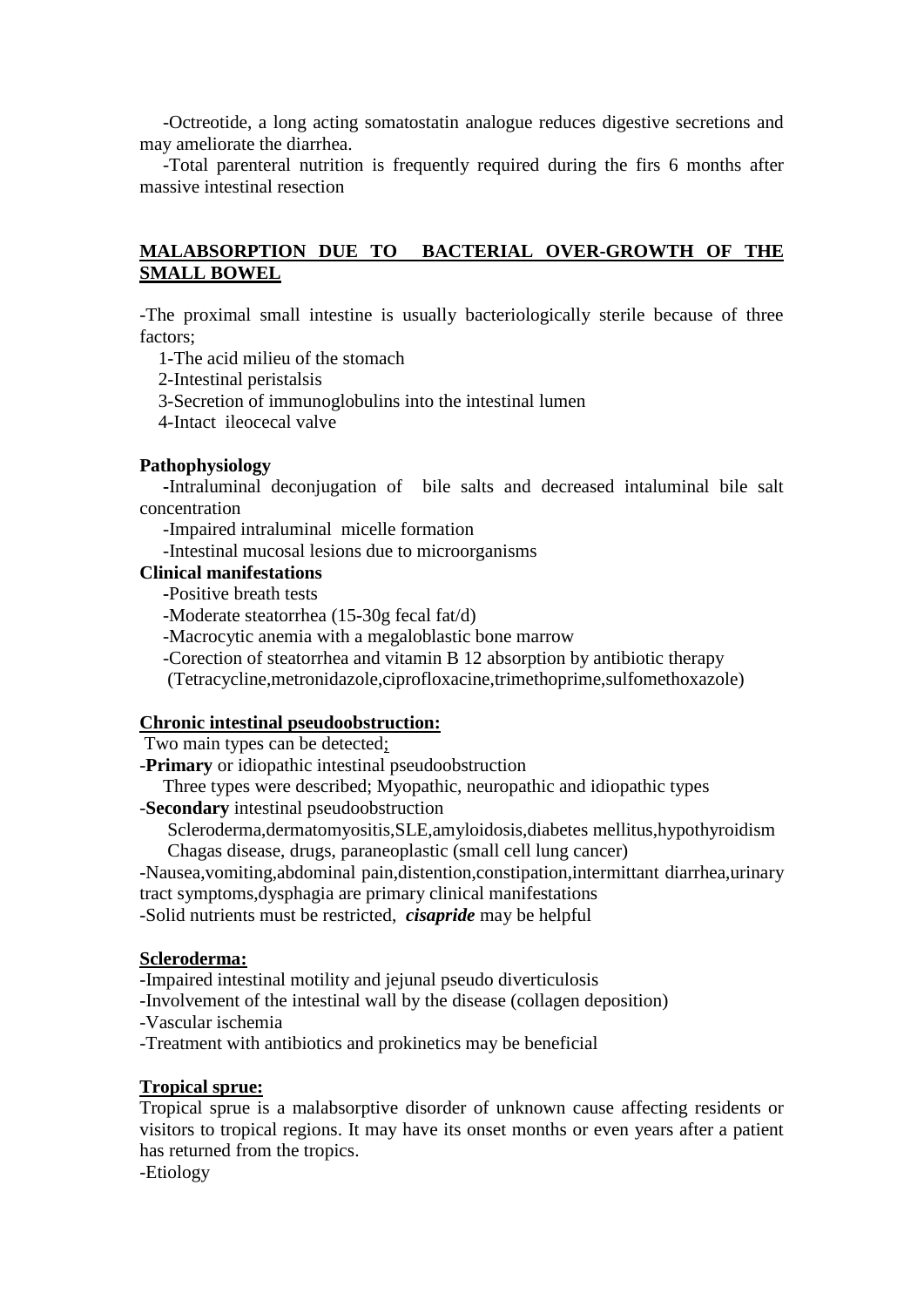-Octreotide, a long acting somatostatin analogue reduces digestive secretions and may ameliorate the diarrhea.

-Total parenteral nutrition is frequently required during the firs 6 months after massive intestinal resection

## MALABSORPTION DUE TO BACTERIAL OVER-GROWTH OF THE SMALL BOWEL

-The proximal small intestine is usually bacteriologically sterile because of three factors;

1-The acid milieu of the stomach
2-Intestinal peristalsis
3-Secretion of immunoglobulins into the intestinal lumen
4-Intact ileocecal valve

**Pathophysiology**

-Intraluminal deconjugation of bile salts and decreased intaluminal bile salt concentration

-Impaired intraluminal micelle formation

-Intestinal mucosal lesions due to microorganisms

**Clinical manifestations**

-Positive breath tests

-Moderate steatorrhea (15-30g fecal fat/d)

-Macrocytic anemia with a megaloblastic bone marrow

-Corection of steatorrhea and vitamin B 12 absorption by antibiotic therapy (Tetracycline,metronidazole,ciprofloxacine,trimethoprime,sulfomethoxazole)

**Chronic intestinal pseudoobstruction:**

Two main types can be detected;

-**Primary** or idiopathic intestinal pseudoobstruction

Three types were described; Myopathic, neuropathic and idiopathic types

-**Secondary** intestinal pseudoobstruction

Scleroderma,dermatomyositis,SLE,amyloidosis,diabetes mellitus,hypothyroidism
Chagas disease, drugs, paraneoplastic (small cell lung cancer)

-Nausea,vomiting,abdominal pain,distention,constipation,intermittant diarrhea,urinary tract symptoms,dysphagia are primary clinical manifestations

-Solid nutrients must be restricted, ***cisapride*** may be helpful

**Scleroderma:**

-Impaired intestinal motility and jejunal pseudo diverticulosis

-Involvement of the intestinal wall by the disease (collagen deposition)

-Vascular ischemia

-Treatment with antibiotics and prokinetics may be beneficial

**Tropical sprue:**

Tropical sprue is a malabsorptive disorder of unknown cause affecting residents or visitors to tropical regions. It may have its onset months or even years after a patient has returned from the tropics.

-Etiology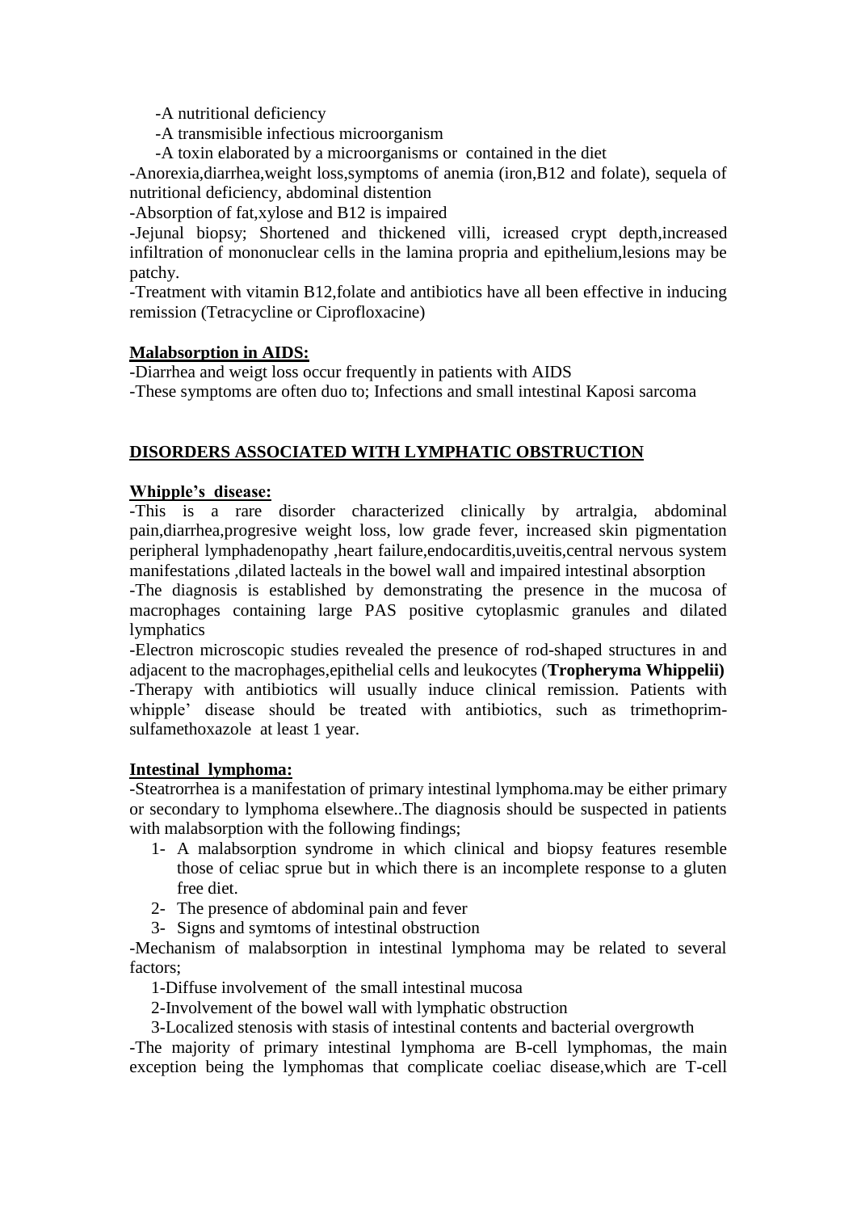- -A nutritional deficiency
- -A transmisible infectious microorganism
- -A toxin elaborated by a microorganisms or contained in the diet

-Anorexia,diarrhea,weight loss,symptoms of anemia (iron,B12 and folate), sequela of nutritional deficiency, abdominal distention

-Absorption of fat,xylose and B12 is impaired

-Jejunal biopsy; Shortened and thickened villi, icreased crypt depth,increased infiltration of mononuclear cells in the lamina propria and epithelium,lesions may be patchy.

-Treatment with vitamin B12,folate and antibiotics have all been effective in inducing remission (Tetracycline or Ciprofloxacine)

**Malabsorption in AIDS:**

-Diarrhea and weigt loss occur frequently in patients with AIDS

-These symptoms are often duo to; Infections and small intestinal Kaposi sarcoma

## DISORDERS ASSOCIATED WITH LYMPHATIC OBSTRUCTION

**Whipple's disease:**

-This is a rare disorder characterized clinically by artralgia, abdominal pain,diarrhea,progresive weight loss, low grade fever, increased skin pigmentation peripheral lymphadenopathy ,heart failure,endocarditis,uveitis,central nervous system manifestations ,dilated lacteals in the bowel wall and impaired intestinal absorption

-The diagnosis is established by demonstrating the presence in the mucosa of macrophages containing large PAS positive cytoplasmic granules and dilated lymphatics

-Electron microscopic studies revealed the presence of rod-shaped structures in and adjacent to the macrophages,epithelial cells and leukocytes (**Tropheryma Whippelii)**

-Therapy with antibiotics will usually induce clinical remission. Patients with whipple' disease should be treated with antibiotics, such as trimethoprim-sulfamethoxazole at least 1 year.

**Intestinal lymphoma:**

-Steatrorrhea is a manifestation of primary intestinal lymphoma.may be either primary or secondary to lymphoma elsewhere..The diagnosis should be suspected in patients with malabsorption with the following findings;

1- A malabsorption syndrome in which clinical and biopsy features resemble those of celiac sprue but in which there is an incomplete response to a gluten free diet.
2- The presence of abdominal pain and fever
3- Signs and symtoms of intestinal obstruction

-Mechanism of malabsorption in intestinal lymphoma may be related to several factors;

1-Diffuse involvement of the small intestinal mucosa

2-Involvement of the bowel wall with lymphatic obstruction

3-Localized stenosis with stasis of intestinal contents and bacterial overgrowth

-The majority of primary intestinal lymphoma are B-cell lymphomas, the main exception being the lymphomas that complicate coeliac disease,which are T-cell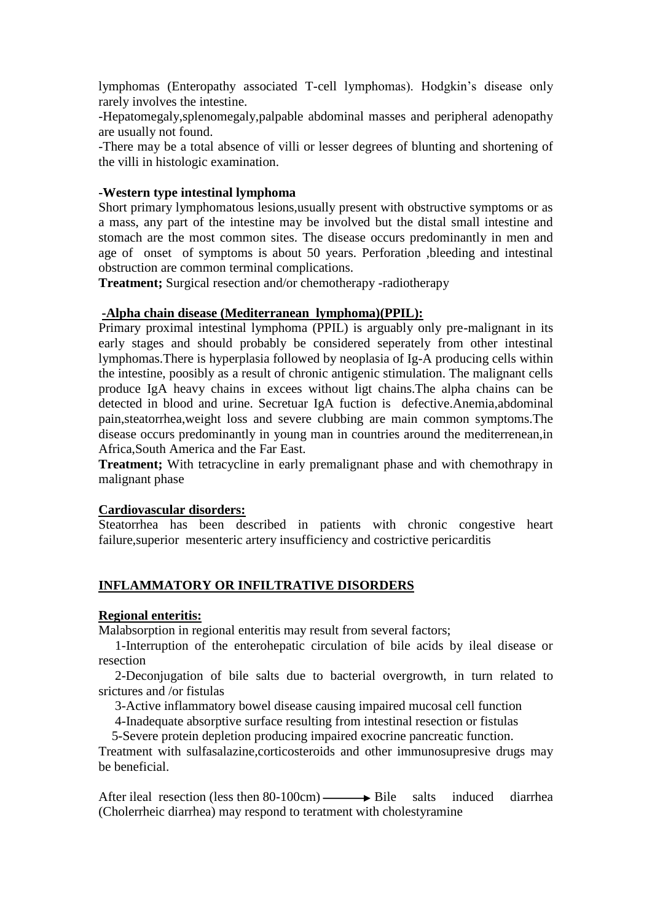lymphomas (Enteropathy associated T-cell lymphomas). Hodgkin's disease only rarely involves the intestine.

-Hepatomegaly,splenomegaly,palpable abdominal masses and peripheral adenopathy are usually not found.

-There may be a total absence of villi or lesser degrees of blunting and shortening of the villi in histologic examination.

**-Western type intestinal lymphoma**

Short primary lymphomatous lesions,usually present with obstructive symptoms or as a mass, any part of the intestine may be involved but the distal small intestine and stomach are the most common sites. The disease occurs predominantly in men and age of onset of symptoms is about 50 years. Perforation ,bleeding and intestinal obstruction are common terminal complications.

**Treatment;** Surgical resection and/or chemotherapy -radiotherapy

**-Alpha chain disease (Mediterranean lymphoma)(PPIL):**

Primary proximal intestinal lymphoma (PPIL) is arguably only pre-malignant in its early stages and should probably be considered seperately from other intestinal lymphomas.There is hyperplasia followed by neoplasia of Ig-A producing cells within the intestine, poosibly as a result of chronic antigenic stimulation. The malignant cells produce IgA heavy chains in excees without ligt chains.The alpha chains can be detected in blood and urine. Secretuar IgA fuction is defective.Anemia,abdominal pain,steatorrhea,weight loss and severe clubbing are main common symptoms.The disease occurs predominantly in young man in countries around the mediterrenean,in Africa,South America and the Far East.

**Treatment;** With tetracycline in early premalignant phase and with chemothrapy in malignant phase

**Cardiovascular disorders:**

Steatorrhea has been described in patients with chronic congestive heart failure,superior mesenteric artery insufficiency and costrictive pericarditis

## INFLAMMATORY OR INFILTRATIVE DISORDERS

**Regional enteritis:**

Malabsorption in regional enteritis may result from several factors;

1-Interruption of the enterohepatic circulation of bile acids by ileal disease or resection

2-Deconjugation of bile salts due to bacterial overgrowth, in turn related to srictures and /or fistulas

3-Active inflammatory bowel disease causing impaired mucosal cell function

4-Inadequate absorptive surface resulting from intestinal resection or fistulas

5-Severe protein depletion producing impaired exocrine pancreatic function.

Treatment with sulfasalazine,corticosteroids and other immunosupresive drugs may be beneficial.

After ileal resection (less then 80-100cm) ⟶ Bile salts induced diarrhea (Cholerrheic diarrhea) may respond to teratment with cholestyramine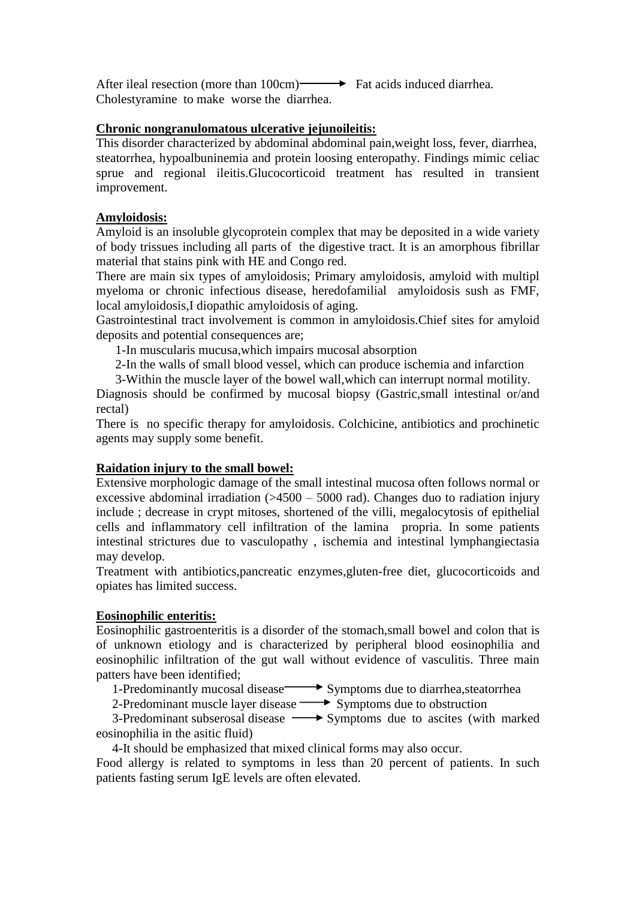After ileal resection (more than 100cm) → Fat acids induced diarrhea.
Cholestyramine to make worse the diarrhea.

**Chronic nongranulomatous ulcerative jejunoileitis:**

This disorder characterized by abdominal abdominal pain,weight loss, fever, diarrhea, steatorrhea, hypoalbuninemia and protein loosing enteropathy. Findings mimic celiac sprue and regional ileitis.Glucocorticoid treatment has resulted in transient improvement.

**Amyloidosis:**

Amyloid is an insoluble glycoprotein complex that may be deposited in a wide variety of body trissues including all parts of the digestive tract. It is an amorphous fibrillar material that stains pink with HE and Congo red.

There are main six types of amyloidosis; Primary amyloidosis, amyloid with multipl myeloma or chronic infectious disease, heredofamilial amyloidosis sush as FMF, local amyloidosis,I diopathic amyloidosis of aging.

Gastrointestinal tract involvement is common in amyloidosis.Chief sites for amyloid deposits and potential consequences are;

1-In muscularis mucusa,which impairs mucosal absorption
2-In the walls of small blood vessel, which can produce ischemia and infarction
3-Within the muscle layer of the bowel wall,which can interrupt normal motility.

Diagnosis should be confirmed by mucosal biopsy (Gastric,small intestinal or/and rectal)

There is no specific therapy for amyloidosis. Colchicine, antibiotics and prochinetic agents may supply some benefit.

**Raidation injury to the small bowel:**

Extensive morphologic damage of the small intestinal mucosa often follows normal or excessive abdominal irradiation (>4500 – 5000 rad). Changes duo to radiation injury include ; decrease in crypt mitoses, shortened of the villi, megalocytosis of epithelial cells and inflammatory cell infiltration of the lamina propria. In some patients intestinal strictures due to vasculopathy , ischemia and intestinal lymphangiectasia may develop.

Treatment with antibiotics,pancreatic enzymes,gluten-free diet, glucocorticoids and opiates has limited success.

**Eosinophilic enteritis:**

Eosinophilic gastroenteritis is a disorder of the stomach,small bowel and colon that is of unknown etiology and is characterized by peripheral blood eosinophilia and eosinophilic infiltration of the gut wall without evidence of vasculitis. Three main patters have been identified;

1-Predominantly mucosal disease → Symptoms due to diarrhea,steatorrhea
2-Predominant muscle layer disease → Symptoms due to obstruction
3-Predominant subserosal disease → Symptoms due to ascites (with marked eosinophilia in the asitic fluid)
4-It should be emphasized that mixed clinical forms may also occur.

Food allergy is related to symptoms in less than 20 percent of patients. In such patients fasting serum IgE levels are often elevated.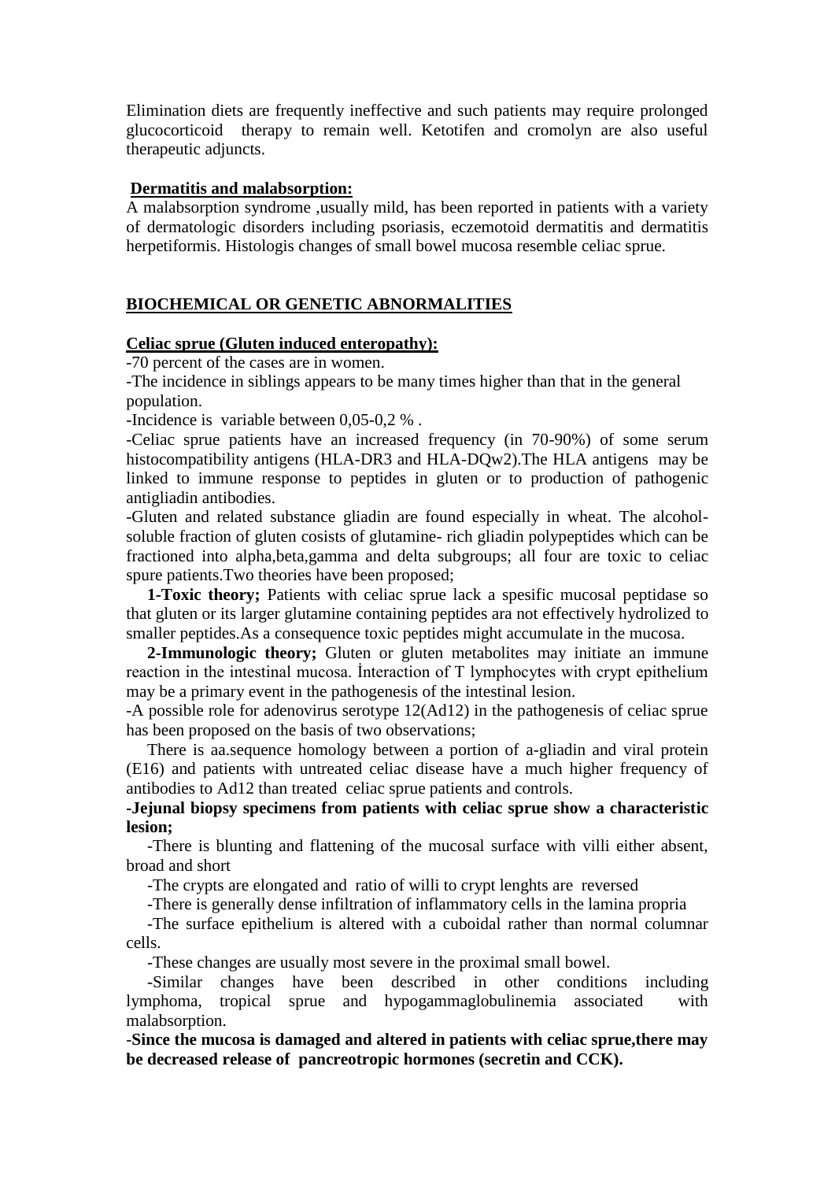Elimination diets are frequently ineffective and such patients may require prolonged glucocorticoid therapy to remain well. Ketotifen and cromolyn are also useful therapeutic adjuncts.

**Dermatitis and malabsorption:**

A malabsorption syndrome ,usually mild, has been reported in patients with a variety of dermatologic disorders including psoriasis, eczemotoid dermatitis and dermatitis herpetiformis. Histologis changes of small bowel mucosa resemble celiac sprue.

## BIOCHEMICAL OR GENETIC ABNORMALITIES

**Celiac sprue (Gluten induced enteropathy):**

-70 percent of the cases are in women.

-The incidence in siblings appears to be many times higher than that in the general population.

-Incidence is variable between 0,05-0,2 % .

-Celiac sprue patients have an increased frequency (in 70-90%) of some serum histocompatibility antigens (HLA-DR3 and HLA-DQw2).The HLA antigens may be linked to immune response to peptides in gluten or to production of pathogenic antigliadin antibodies.

-Gluten and related substance gliadin are found especially in wheat. The alcohol-soluble fraction of gluten cosists of glutamine- rich gliadin polypeptides which can be fractioned into alpha,beta,gamma and delta subgroups; all four are toxic to celiac spure patients.Two theories have been proposed;

**1-Toxic theory;** Patients with celiac sprue lack a spesific mucosal peptidase so that gluten or its larger glutamine containing peptides ara not effectively hydrolized to smaller peptides.As a consequence toxic peptides might accumulate in the mucosa.

**2-Immunologic theory;** Gluten or gluten metabolites may initiate an immune reaction in the intestinal mucosa. İnteraction of T lymphocytes with crypt epithelium may be a primary event in the pathogenesis of the intestinal lesion.

-A possible role for adenovirus serotype 12(Ad12) in the pathogenesis of celiac sprue has been proposed on the basis of two observations;

There is aa.sequence homology between a portion of a-gliadin and viral protein (E16) and patients with untreated celiac disease have a much higher frequency of antibodies to Ad12 than treated celiac sprue patients and controls.

**-Jejunal biopsy specimens from patients with celiac sprue show a characteristic lesion;**

-There is blunting and flattening of the mucosal surface with villi either absent, broad and short

-The crypts are elongated and ratio of willi to crypt lenghts are reversed

-There is generally dense infiltration of inflammatory cells in the lamina propria

-The surface epithelium is altered with a cuboidal rather than normal columnar cells.

-These changes are usually most severe in the proximal small bowel.

-Similar changes have been described in other conditions including lymphoma, tropical sprue and hypogammaglobulinemia associated with malabsorption.

**-Since the mucosa is damaged and altered in patients with celiac sprue,there may be decreased release of pancreotropic hormones (secretin and CCK).**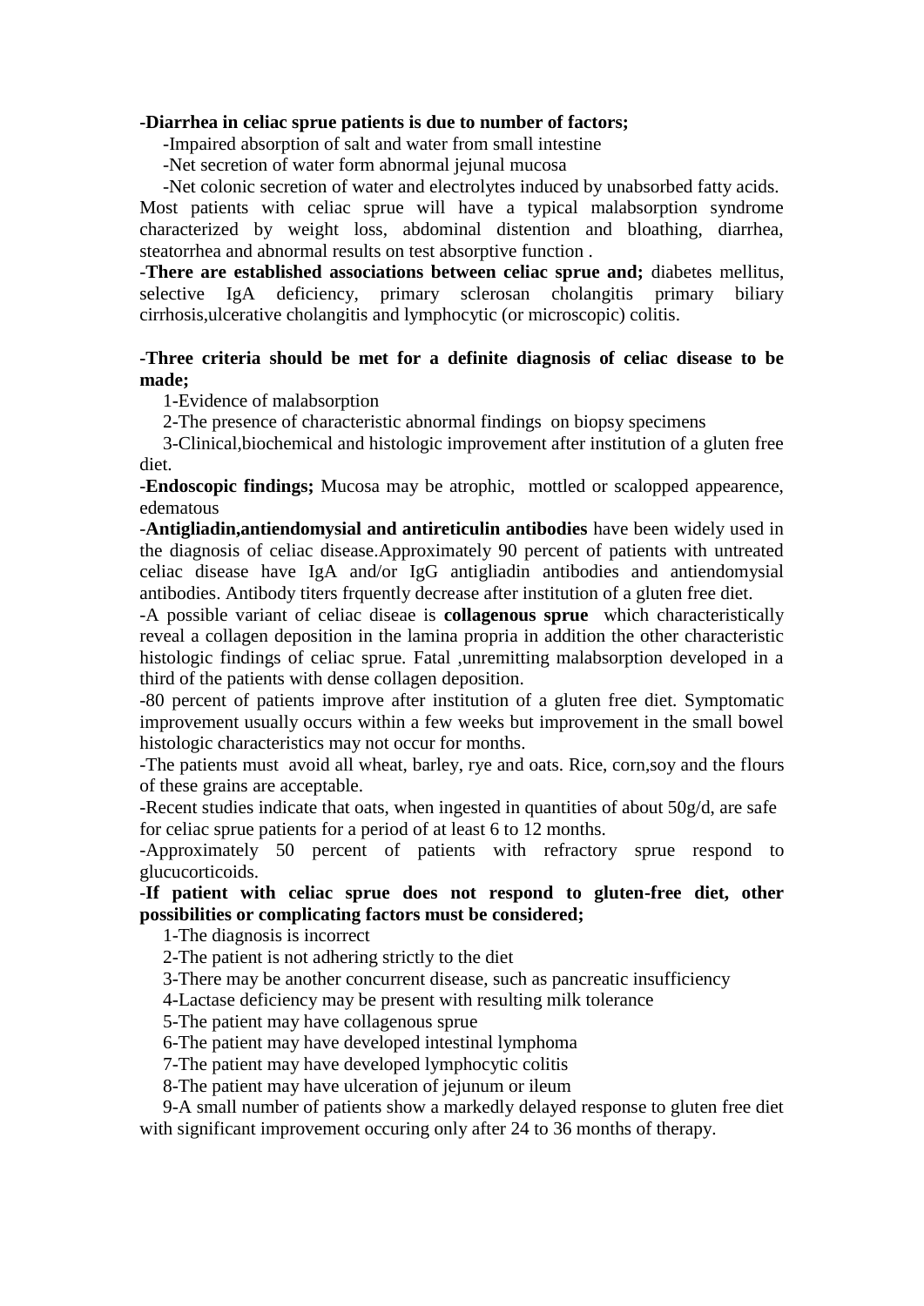**-Diarrhea in celiac sprue patients is due to number of factors;**

-Impaired absorption of salt and water from small intestine

-Net secretion of water form abnormal jejunal mucosa

-Net colonic secretion of water and electrolytes induced by unabsorbed fatty acids.

Most patients with celiac sprue will have a typical malabsorption syndrome characterized by weight loss, abdominal distention and bloathing, diarrhea, steatorrhea and abnormal results on test absorptive function .

-**There are established associations between celiac sprue and;** diabetes mellitus, selective IgA deficiency, primary sclerosan cholangitis primary biliary cirrhosis,ulcerative cholangitis and lymphocytic (or microscopic) colitis.

**-Three criteria should be met for a definite diagnosis of celiac disease to be made;**

1-Evidence of malabsorption

2-The presence of characteristic abnormal findings on biopsy specimens

3-Clinical,biochemical and histologic improvement after institution of a gluten free diet.

-**Endoscopic findings;** Mucosa may be atrophic, mottled or scalopped appearence, edematous

-**Antigliadin,antiendomysial and antireticulin antibodies** have been widely used in the diagnosis of celiac disease.Approximately 90 percent of patients with untreated celiac disease have IgA and/or IgG antigliadin antibodies and antiendomysial antibodies. Antibody titers frquently decrease after institution of a gluten free diet.

-A possible variant of celiac diseae is **collagenous sprue** which characteristically reveal a collagen deposition in the lamina propria in addition the other characteristic histologic findings of celiac sprue. Fatal ,unremitting malabsorption developed in a third of the patients with dense collagen deposition.

-80 percent of patients improve after institution of a gluten free diet. Symptomatic improvement usually occurs within a few weeks but improvement in the small bowel histologic characteristics may not occur for months.

-The patients must avoid all wheat, barley, rye and oats. Rice, corn,soy and the flours of these grains are acceptable.

-Recent studies indicate that oats, when ingested in quantities of about 50g/d, are safe for celiac sprue patients for a period of at least 6 to 12 months.

-Approximately 50 percent of patients with refractory sprue respond to glucucorticoids.

-**If patient with celiac sprue does not respond to gluten-free diet, other possibilities or complicating factors must be considered;**

1-The diagnosis is incorrect

2-The patient is not adhering strictly to the diet

3-There may be another concurrent disease, such as pancreatic insufficiency

4-Lactase deficiency may be present with resulting milk tolerance

5-The patient may have collagenous sprue

6-The patient may have developed intestinal lymphoma

7-The patient may have developed lymphocytic colitis

8-The patient may have ulceration of jejunum or ileum

9-A small number of patients show a markedly delayed response to gluten free diet with significant improvement occuring only after 24 to 36 months of therapy.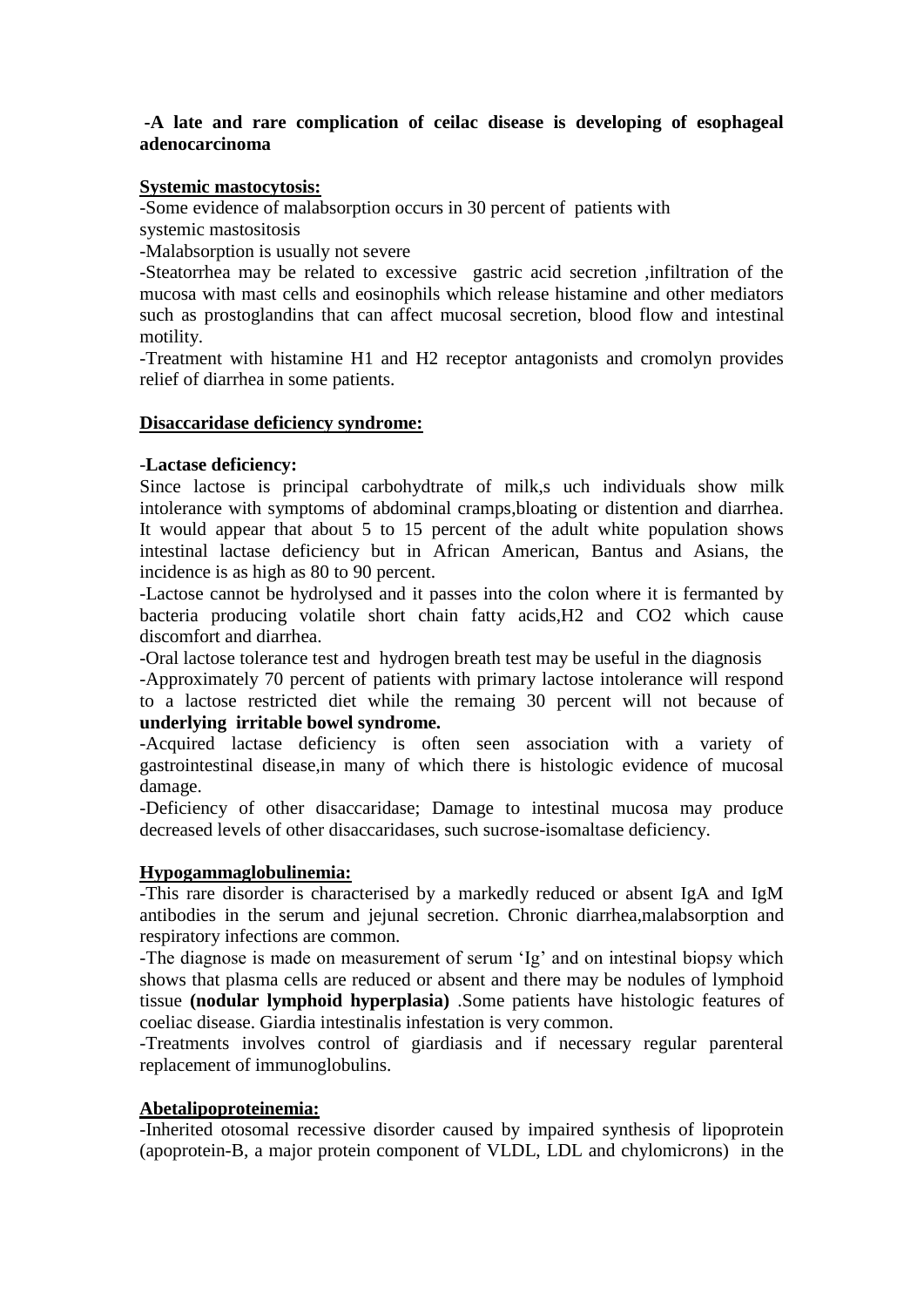**-A late and rare complication of ceilac disease is developing of esophageal adenocarcinoma**

**<u>Systemic mastocytosis:</u>**

-Some evidence of malabsorption occurs in 30 percent of patients with systemic mastositosis

-Malabsorption is usually not severe

-Steatorrhea may be related to excessive gastric acid secretion ,infiltration of the mucosa with mast cells and eosinophils which release histamine and other mediators such as prostoglandins that can affect mucosal secretion, blood flow and intestinal motility.

-Treatment with histamine H1 and H2 receptor antagonists and cromolyn provides relief of diarrhea in some patients.

**<u>Disaccaridase deficiency syndrome:</u>**

**-Lactase deficiency:**

Since lactose is principal carbohydtrate of milk,s uch individuals show milk intolerance with symptoms of abdominal cramps,bloating or distention and diarrhea. It would appear that about 5 to 15 percent of the adult white population shows intestinal lactase deficiency but in African American, Bantus and Asians, the incidence is as high as 80 to 90 percent.

-Lactose cannot be hydrolysed and it passes into the colon where it is fermanted by bacteria producing volatile short chain fatty acids,$H_2$ and $CO_2$ which cause discomfort and diarrhea.

-Oral lactose tolerance test and hydrogen breath test may be useful in the diagnosis

-Approximately 70 percent of patients with primary lactose intolerance will respond to a lactose restricted diet while the remaing 30 percent will not because of **underlying irritable bowel syndrome.**

-Acquired lactase deficiency is often seen association with a variety of gastrointestinal disease,in many of which there is histologic evidence of mucosal damage.

-Deficiency of other disaccaridase; Damage to intestinal mucosa may produce decreased levels of other disaccaridases, such sucrose-isomaltase deficiency.

**<u>Hypogammaglobulinemia:</u>**

-This rare disorder is characterised by a markedly reduced or absent IgA and IgM antibodies in the serum and jejunal secretion. Chronic diarrhea,malabsorption and respiratory infections are common.

-The diagnose is made on measurement of serum 'Ig' and on intestinal biopsy which shows that plasma cells are reduced or absent and there may be nodules of lymphoid tissue **(nodular lymphoid hyperplasia)** .Some patients have histologic features of coeliac disease. Giardia intestinalis infestation is very common.

-Treatments involves control of giardiasis and if necessary regular parenteral replacement of immunoglobulins.

**<u>Abetalipoproteinemia:</u>**

-Inherited otosomal recessive disorder caused by impaired synthesis of lipoprotein (apoprotein-B, a major protein component of VLDL, LDL and chylomicrons) in the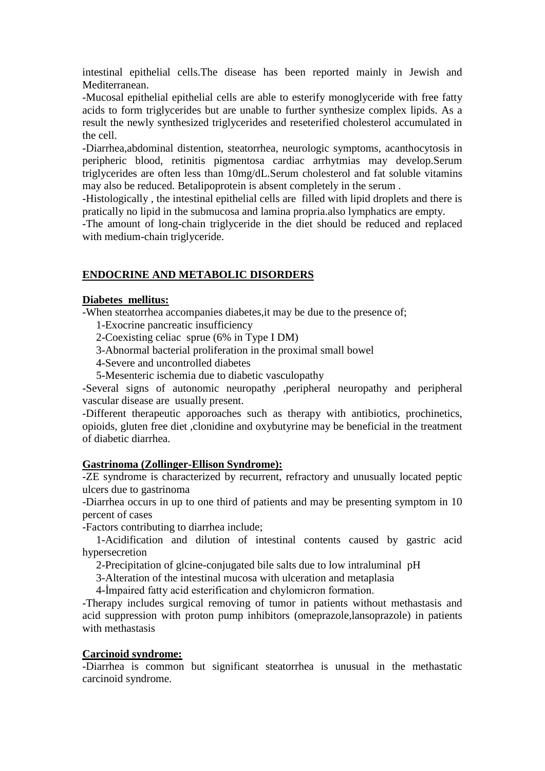intestinal epithelial cells.The disease has been reported mainly in Jewish and Mediterranean.

-Mucosal epithelial epithelial cells are able to esterify monoglyceride with free fatty acids to form triglycerides but are unable to further synthesize complex lipids. As a result the newly synthesized triglycerides and reseterified cholesterol accumulated in the cell.

-Diarrhea,abdominal distention, steatorrhea, neurologic symptoms, acanthocytosis in peripheric blood, retinitis pigmentosa cardiac arrhytmias may develop.Serum triglycerides are often less than 10mg/dL.Serum cholesterol and fat soluble vitamins may also be reduced. Betalipoprotein is absent completely in the serum .

-Histologically , the intestinal epithelial cells are filled with lipid droplets and there is pratically no lipid in the submucosa and lamina propria.also lymphatics are empty.

-The amount of long-chain triglyceride in the diet should be reduced and replaced with medium-chain triglyceride.

## ENDOCRINE AND METABOLIC DISORDERS

### Diabetes mellitus:

-When steatorrhea accompanies diabetes,it may be due to the presence of;

1-Exocrine pancreatic insufficiency
2-Coexisting celiac sprue (6% in Type I DM)
3-Abnormal bacterial proliferation in the proximal small bowel
4-Severe and uncontrolled diabetes
5-Mesenteric ischemia due to diabetic vasculopathy

-Several signs of autonomic neuropathy ,peripheral neuropathy and peripheral vascular disease are usually present.

-Different therapeutic apporoaches such as therapy with antibiotics, prochinetics, opioids, gluten free diet ,clonidine and oxybutyrine may be beneficial in the treatment of diabetic diarrhea.

### Gastrinoma (Zollinger-Ellison Syndrome):

-ZE syndrome is characterized by recurrent, refractory and unusually located peptic ulcers due to gastrinoma

-Diarrhea occurs in up to one third of patients and may be presenting symptom in 10 percent of cases

-Factors contributing to diarrhea include;

1-Acidification and dilution of intestinal contents caused by gastric acid hypersecretion
2-Precipitation of glcine-conjugated bile salts due to low intraluminal pH
3-Alteration of the intestinal mucosa with ulceration and metaplasia
4-İmpaired fatty acid esterification and chylomicron formation.

-Therapy includes surgical removing of tumor in patients without methastasis and acid suppression with proton pump inhibitors (omeprazole,lansoprazole) in patients with methastasis

### Carcinoid syndrome:

-Diarrhea is common but significant steatorrhea is unusual in the methastatic carcinoid syndrome.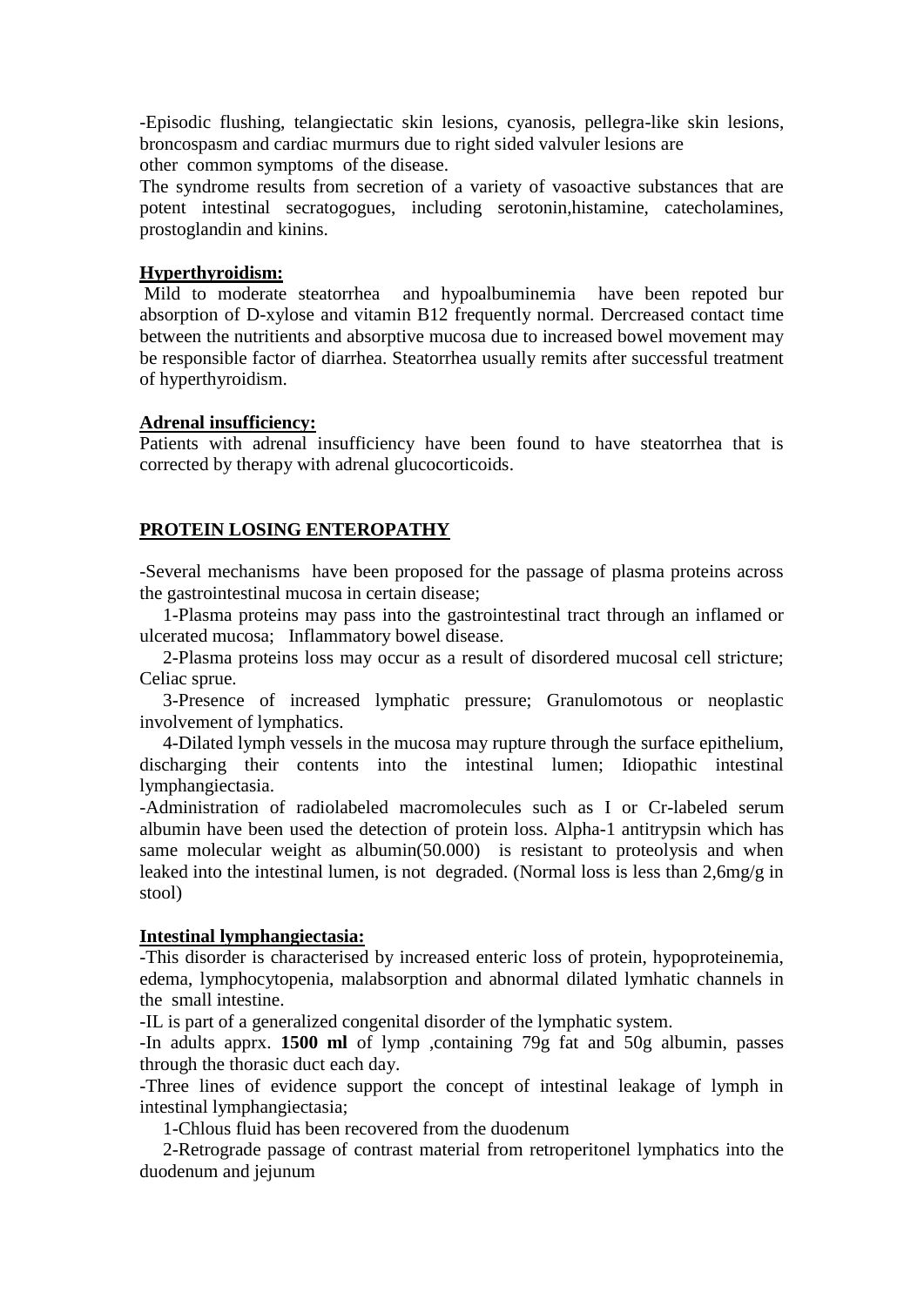-Episodic flushing, telangiectatic skin lesions, cyanosis, pellegra-like skin lesions, broncospasm and cardiac murmurs due to right sided valvuler lesions are other common symptoms of the disease.

The syndrome results from secretion of a variety of vasoactive substances that are potent intestinal secratogogues, including serotonin,histamine, catecholamines, prostoglandin and kinins.

**Hyperthyroidism:**

Mild to moderate steatorrhea and hypoalbuminemia have been repoted bur absorption of D-xylose and vitamin B12 frequently normal. Dercreased contact time between the nutritients and absorptive mucosa due to increased bowel movement may be responsible factor of diarrhea. Steatorrhea usually remits after successful treatment of hyperthyroidism.

**Adrenal insufficiency:**

Patients with adrenal insufficiency have been found to have steatorrhea that is corrected by therapy with adrenal glucocorticoids.

## PROTEIN LOSING ENTEROPATHY

-Several mechanisms have been proposed for the passage of plasma proteins across the gastrointestinal mucosa in certain disease;

1-Plasma proteins may pass into the gastrointestinal tract through an inflamed or ulcerated mucosa; Inflammatory bowel disease.

2-Plasma proteins loss may occur as a result of disordered mucosal cell stricture; Celiac sprue.

3-Presence of increased lymphatic pressure; Granulomotous or neoplastic involvement of lymphatics.

4-Dilated lymph vessels in the mucosa may rupture through the surface epithelium, discharging their contents into the intestinal lumen; Idiopathic intestinal lymphangiectasia.

-Administration of radiolabeled macromolecules such as I or Cr-labeled serum albumin have been used the detection of protein loss. Alpha-1 antitrypsin which has same molecular weight as albumin(50.000) is resistant to proteolysis and when leaked into the intestinal lumen, is not degraded. (Normal loss is less than 2,6mg/g in stool)

**Intestinal lymphangiectasia:**

-This disorder is characterised by increased enteric loss of protein, hypoproteinemia, edema, lymphocytopenia, malabsorption and abnormal dilated lymhatic channels in the small intestine.

-IL is part of a generalized congenital disorder of the lymphatic system.

-In adults apprx. **1500 ml** of lymp ,containing 79g fat and 50g albumin, passes through the thorasic duct each day.

-Three lines of evidence support the concept of intestinal leakage of lymph in intestinal lymphangiectasia;

1-Chlous fluid has been recovered from the duodenum

2-Retrograde passage of contrast material from retroperitonel lymphatics into the duodenum and jejunum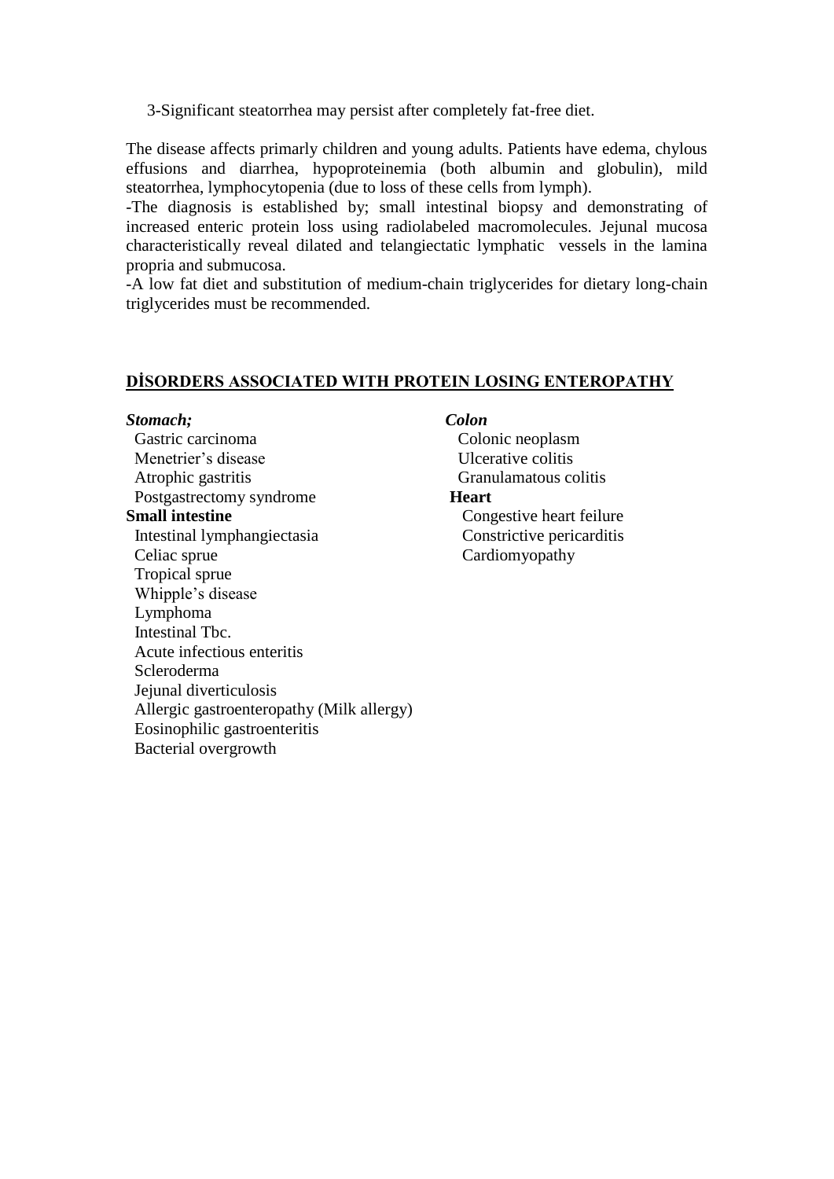3-Significant steatorrhea may persist after completely fat-free diet.

The disease affects primarly children and young adults. Patients have edema, chylous effusions and diarrhea, hypoproteinemia (both albumin and globulin), mild steatorrhea, lymphocytopenia (due to loss of these cells from lymph).

-The diagnosis is established by; small intestinal biopsy and demonstrating of increased enteric protein loss using radiolabeled macromolecules. Jejunal mucosa characteristically reveal dilated and telangiectatic lymphatic vessels in the lamina propria and submucosa.

-A low fat diet and substitution of medium-chain triglycerides for dietary long-chain triglycerides must be recommended.

## DİSORDERS ASSOCIATED WITH PROTEIN LOSING ENTEROPATHY

***Stomach;***

- Gastric carcinoma
- Menetrier's disease
- Atrophic gastritis
- Postgastrectomy syndrome

**Small intestine**

- Intestinal lymphangiectasia
- Celiac sprue
- Tropical sprue
- Whipple's disease
- Lymphoma
- Intestinal Tbc.
- Acute infectious enteritis
- Scleroderma
- Jejunal diverticulosis
- Allergic gastroenteropathy (Milk allergy)
- Eosinophilic gastroenteritis
- Bacterial overgrowth

***Colon***

- Colonic neoplasm
- Ulcerative colitis
- Granulamatous colitis

**Heart**

- Congestive heart feilure
- Constrictive pericarditis
- Cardiomyopathy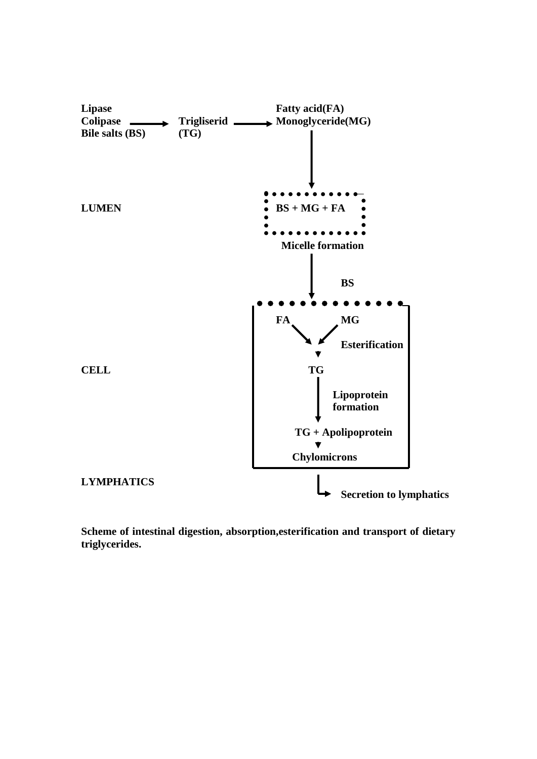Lipase
Colipase → Trigliserid (TG) → Fatty acid(FA) Monoglyceride(MG)
Bile salts (BS)

LUMEN

BS + MG + FA

Micelle formation

BS

CELL

FA MG

Esterification

TG

Lipoprotein formation

TG + Apolipoprotein

Chylomicrons

LYMPHATICS

Secretion to lymphatics

**Scheme of intestinal digestion, absorption,esterification and transport of dietary triglycerides.**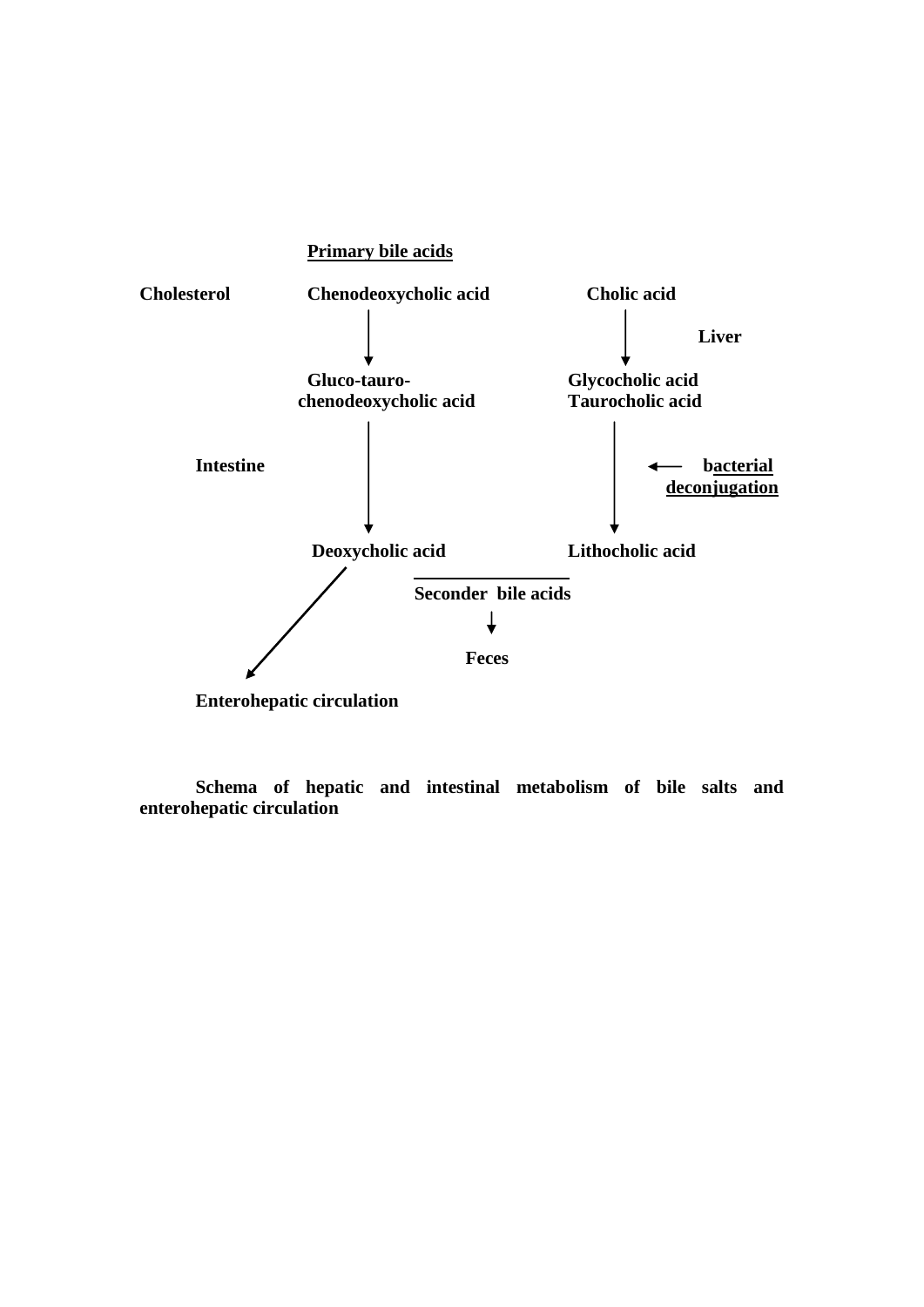**Primary bile acids**

**Cholesterol** — **Chenodeoxycholic acid** — **Cholic acid**

↓ **Liver** ↓

**Gluco-tauro-chenodeoxycholic acid** — **Glycocholic acid** / **Taurocholic acid**

**Intestine** ↓ ← **bacterial deconjugation** ↓

**Deoxycholic acid** — **Lithocholic acid**

**Seconder bile acids**

↓

**Feces**

**Enterohepatic circulation**

**Schema of hepatic and intestinal metabolism of bile salts and enterohepatic circulation**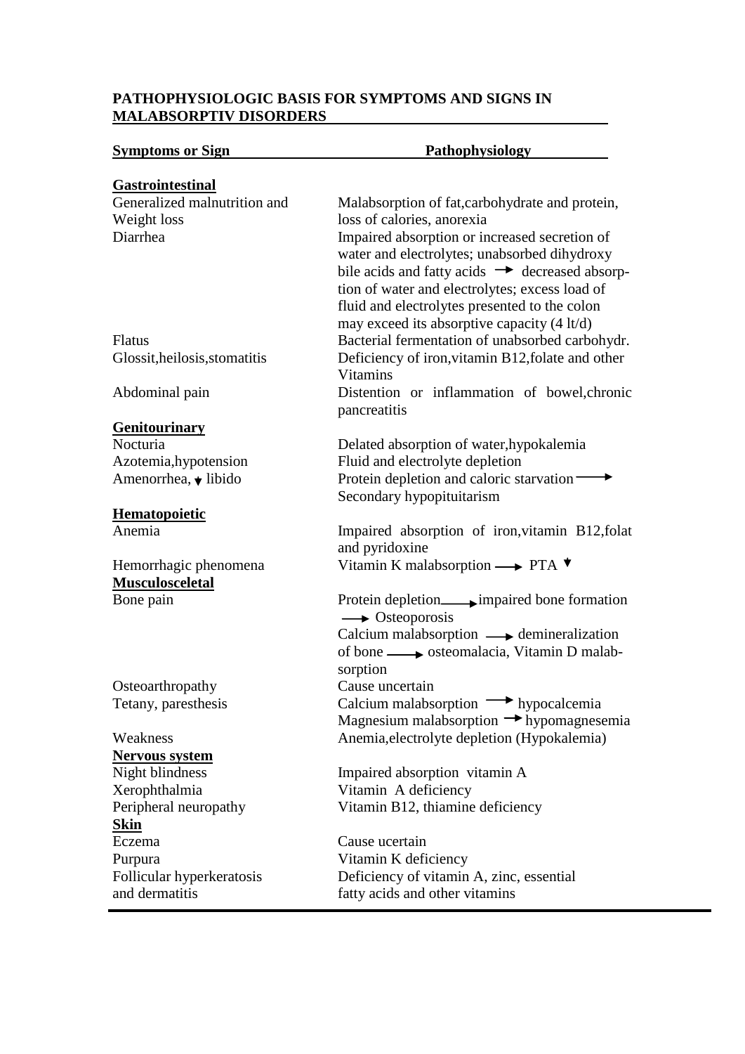**PATHOPHYSIOLOGIC BASIS FOR SYMPTOMS AND SIGNS IN MALABSORPTIV DISORDERS**

| Symptoms or Sign | Pathophysiology |
|---|---|
| **Gastrointestinal** | |
| Generalized malnutrition and Weight loss | Malabsorption of fat,carbohydrate and protein, loss of calories, anorexia |
| Diarrhea | Impaired absorption or increased secretion of water and electrolytes; unabsorbed dihydroxy bile acids and fatty acids → decreased absorption of water and electrolytes; excess load of fluid and electrolytes presented to the colon may exceed its absorptive capacity (4 lt/d) |
| Flatus | Bacterial fermentation of unabsorbed carbohydr. |
| Glossit,heilosis,stomatitis | Deficiency of iron,vitamin B12,folate and other Vitamins |
| Abdominal pain | Distention or inflammation of bowel,chronic pancreatitis |
| **Genitourinary** | |
| Nocturia | Delated absorption of water,hypokalemia |
| Azotemia,hypotension | Fluid and electrolyte depletion |
| Amenorrhea, ↓ libido | Protein depletion and caloric starvation → Secondary hypopituitarism |
| **Hematopoietic** | |
| Anemia | Impaired absorption of iron,vitamin B12,folat and pyridoxine |
| Hemorrhagic phenomena | Vitamin K malabsorption → PTA ↓ |
| **Musculosceletal** | |
| Bone pain | Protein depletion → impaired bone formation → Osteoporosis<br>Calcium malabsorption → demineralization of bone → osteomalacia, Vitamin D malabsorption |
| Osteoarthropathy | Cause uncertain |
| Tetany, paresthesis | Calcium malabsorption → hypocalcemia<br>Magnesium malabsorption → hypomagnesemia |
| Weakness | Anemia,electrolyte depletion (Hypokalemia) |
| **Nervous system** | |
| Night blindness | Impaired absorption vitamin A |
| Xerophthalmia | Vitamin A deficiency |
| Peripheral neuropathy | Vitamin B12, thiamine deficiency |
| **Skin** | |
| Eczema | Cause ucertain |
| Purpura | Vitamin K deficiency |
| Follicular hyperkeratosis and dermatitis | Deficiency of vitamin A, zinc, essential fatty acids and other vitamins |